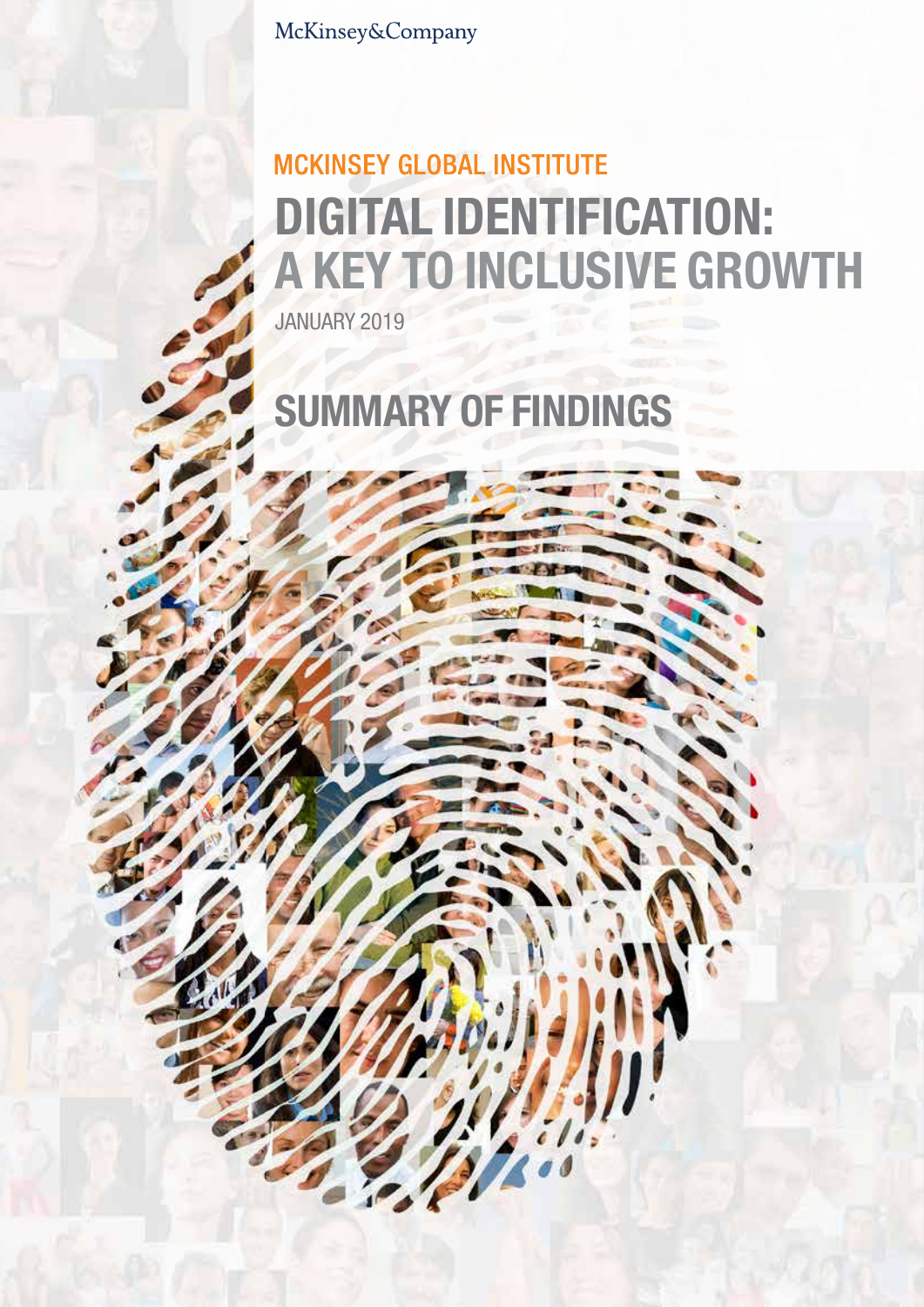McKinsey&Company

MCKINSEY GLOBAL INSTITUTE

# DIGITAL IDENTIFICATION: A KEY TO INCLUSIVE GROWTH

JANUARY 2019

## SUMMARY OF FINDINGS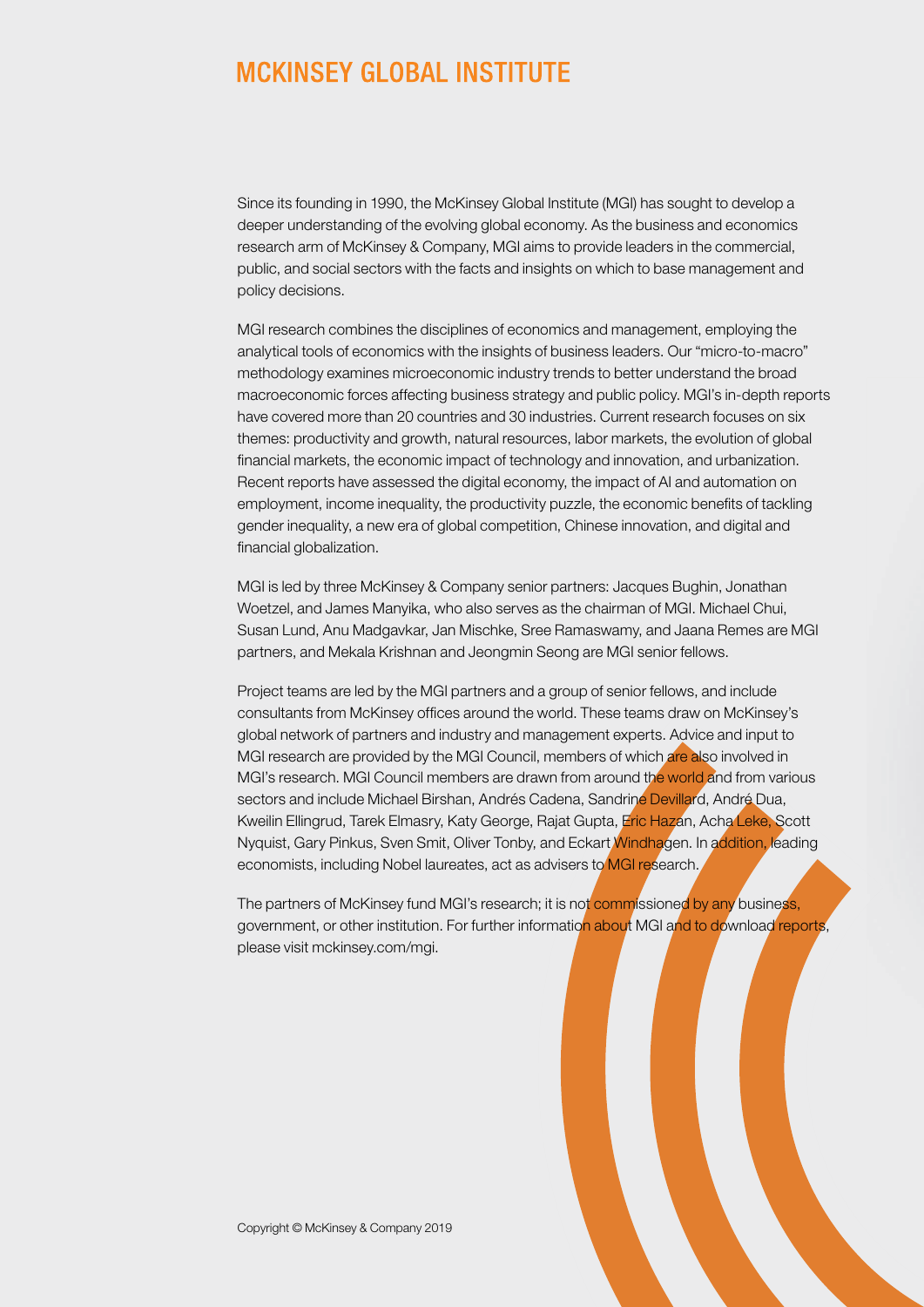# MCKINSEY GLOBAL INSTITUTE

Since its founding in 1990, the McKinsey Global Institute (MGI) has sought to develop a deeper understanding of the evolving global economy. As the business and economics research arm of McKinsey & Company, MGI aims to provide leaders in the commercial, public, and social sectors with the facts and insights on which to base management and policy decisions.

MGI research combines the disciplines of economics and management, employing the analytical tools of economics with the insights of business leaders. Our "micro-to-macro" methodology examines microeconomic industry trends to better understand the broad macroeconomic forces affecting business strategy and public policy. MGI's in-depth reports have covered more than 20 countries and 30 industries. Current research focuses on six themes: productivity and growth, natural resources, labor markets, the evolution of global financial markets, the economic impact of technology and innovation, and urbanization. Recent reports have assessed the digital economy, the impact of AI and automation on employment, income inequality, the productivity puzzle, the economic benefits of tackling gender inequality, a new era of global competition, Chinese innovation, and digital and financial globalization.

MGI is led by three McKinsey & Company senior partners: Jacques Bughin, Jonathan Woetzel, and James Manyika, who also serves as the chairman of MGI. Michael Chui, Susan Lund, Anu Madgavkar, Jan Mischke, Sree Ramaswamy, and Jaana Remes are MGI partners, and Mekala Krishnan and Jeongmin Seong are MGI senior fellows.

Project teams are led by the MGI partners and a group of senior fellows, and include consultants from McKinsey offices around the world. These teams draw on McKinsey's global network of partners and industry and management experts. Advice and input to MGI research are provided by the MGI Council, members of which are also involved in MGI's research. MGI Council members are drawn from around the world and from various sectors and include Michael Birshan, Andrés Cadena, Sandrine Devillard, André Dua, Kweilin Ellingrud, Tarek Elmasry, Katy George, Rajat Gupta, Eric Hazan, Acha Leke, Scott Nyquist, Gary Pinkus, Sven Smit, Oliver Tonby, and Eckart Windhagen. In addition, leading economists, including Nobel laureates, act as advisers to MGI research.

The partners of McKinsey fund MGI's research; it is not commissioned by any business, government, or other institution. For further information about MGI and to download reports, please visit mckinsey.com/mgi.

Copyright © McKinsey & Company 2019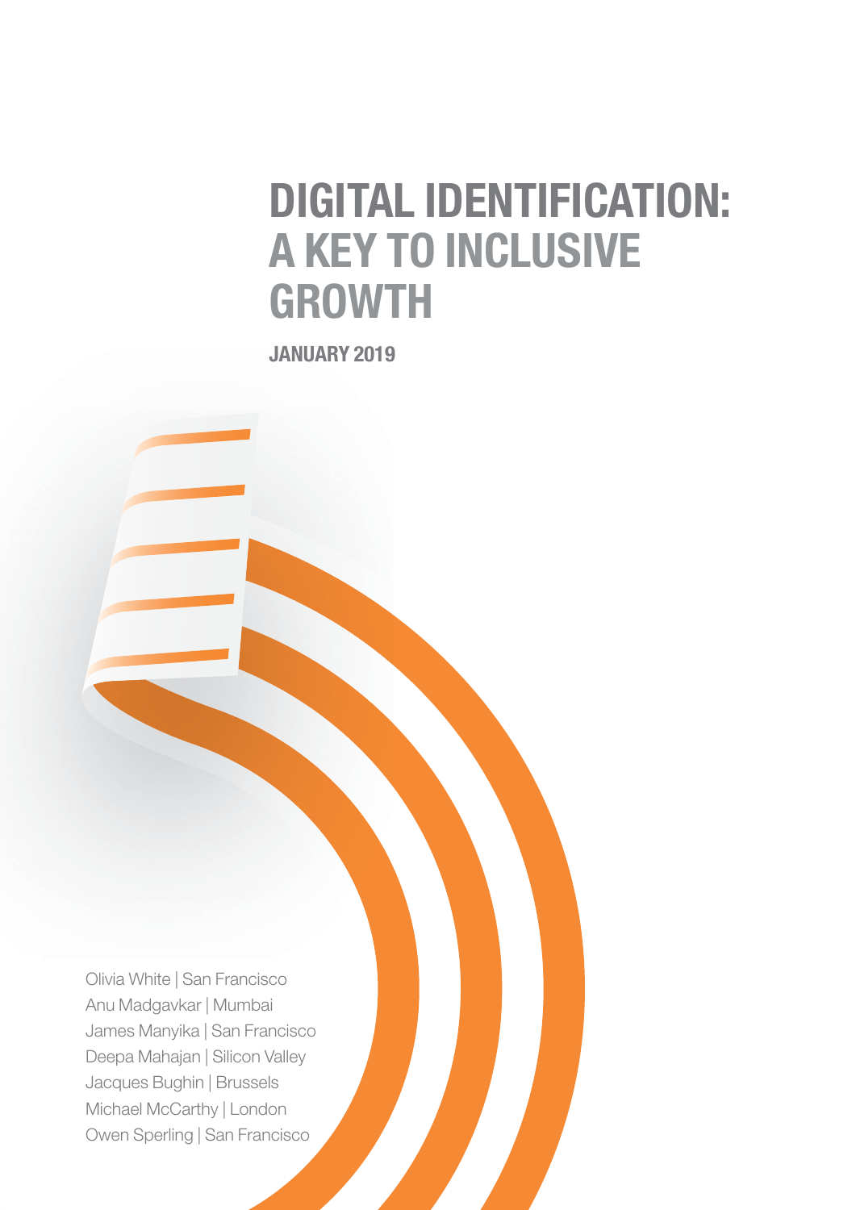# DIGITAL IDENTIFICATION: A KEY TO INCLUSIVE GROWTH

**JANUARY 2019**

Olivia White | San Francisco
Anu Madgavkar | Mumbai
James Manyika | San Francisco
Deepa Mahajan | Silicon Valley
Jacques Bughin | Brussels
Michael McCarthy | London
Owen Sperling | San Francisco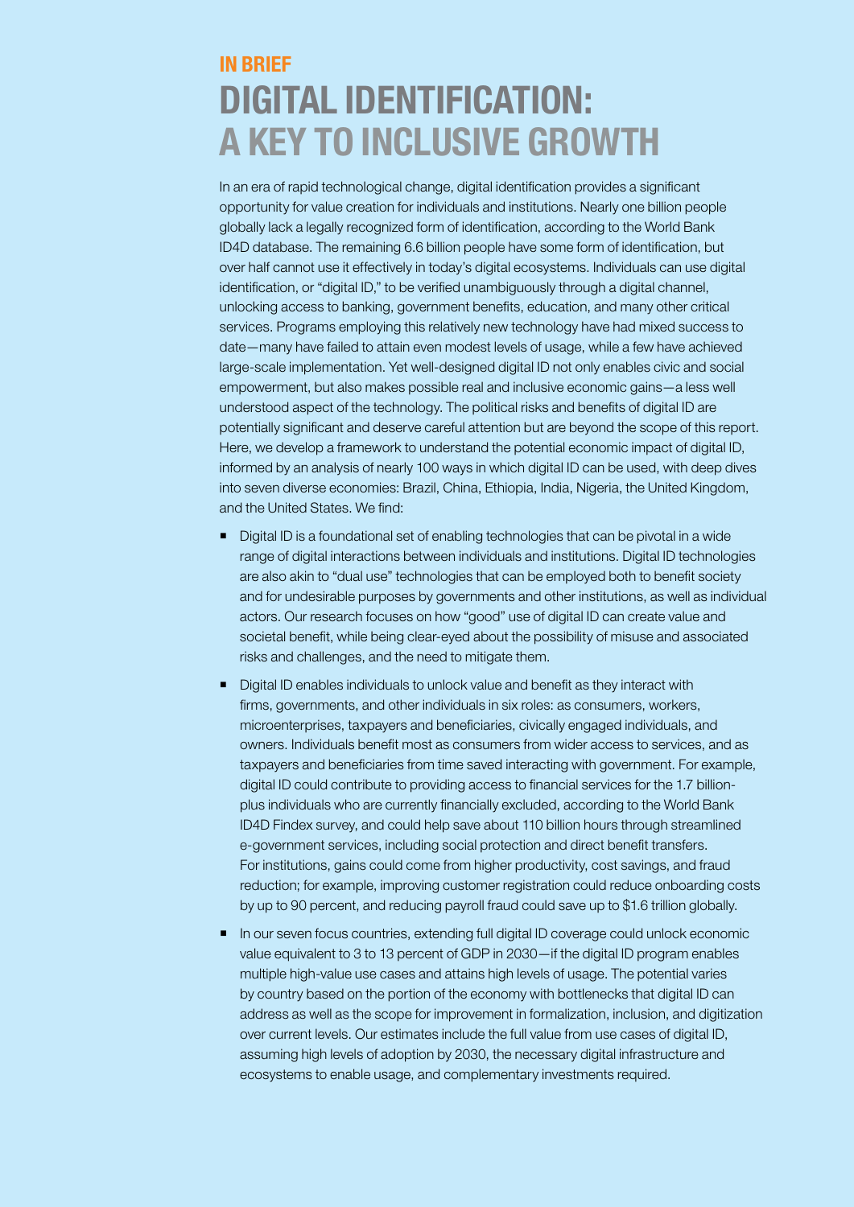## IN BRIEF

# DIGITAL IDENTIFICATION: A KEY TO INCLUSIVE GROWTH

In an era of rapid technological change, digital identification provides a significant opportunity for value creation for individuals and institutions. Nearly one billion people globally lack a legally recognized form of identification, according to the World Bank ID4D database. The remaining 6.6 billion people have some form of identification, but over half cannot use it effectively in today's digital ecosystems. Individuals can use digital identification, or "digital ID," to be verified unambiguously through a digital channel, unlocking access to banking, government benefits, education, and many other critical services. Programs employing this relatively new technology have had mixed success to date—many have failed to attain even modest levels of usage, while a few have achieved large-scale implementation. Yet well-designed digital ID not only enables civic and social empowerment, but also makes possible real and inclusive economic gains—a less well understood aspect of the technology. The political risks and benefits of digital ID are potentially significant and deserve careful attention but are beyond the scope of this report. Here, we develop a framework to understand the potential economic impact of digital ID, informed by an analysis of nearly 100 ways in which digital ID can be used, with deep dives into seven diverse economies: Brazil, China, Ethiopia, India, Nigeria, the United Kingdom, and the United States. We find:

- Digital ID is a foundational set of enabling technologies that can be pivotal in a wide range of digital interactions between individuals and institutions. Digital ID technologies are also akin to "dual use" technologies that can be employed both to benefit society and for undesirable purposes by governments and other institutions, as well as individual actors. Our research focuses on how "good" use of digital ID can create value and societal benefit, while being clear-eyed about the possibility of misuse and associated risks and challenges, and the need to mitigate them.

- Digital ID enables individuals to unlock value and benefit as they interact with firms, governments, and other individuals in six roles: as consumers, workers, microenterprises, taxpayers and beneficiaries, civically engaged individuals, and owners. Individuals benefit most as consumers from wider access to services, and as taxpayers and beneficiaries from time saved interacting with government. For example, digital ID could contribute to providing access to financial services for the 1.7 billion-plus individuals who are currently financially excluded, according to the World Bank ID4D Findex survey, and could help save about 110 billion hours through streamlined e-government services, including social protection and direct benefit transfers. For institutions, gains could come from higher productivity, cost savings, and fraud reduction; for example, improving customer registration could reduce onboarding costs by up to 90 percent, and reducing payroll fraud could save up to $1.6 trillion globally.

- In our seven focus countries, extending full digital ID coverage could unlock economic value equivalent to 3 to 13 percent of GDP in 2030—if the digital ID program enables multiple high-value use cases and attains high levels of usage. The potential varies by country based on the portion of the economy with bottlenecks that digital ID can address as well as the scope for improvement in formalization, inclusion, and digitization over current levels. Our estimates include the full value from use cases of digital ID, assuming high levels of adoption by 2030, the necessary digital infrastructure and ecosystems to enable usage, and complementary investments required.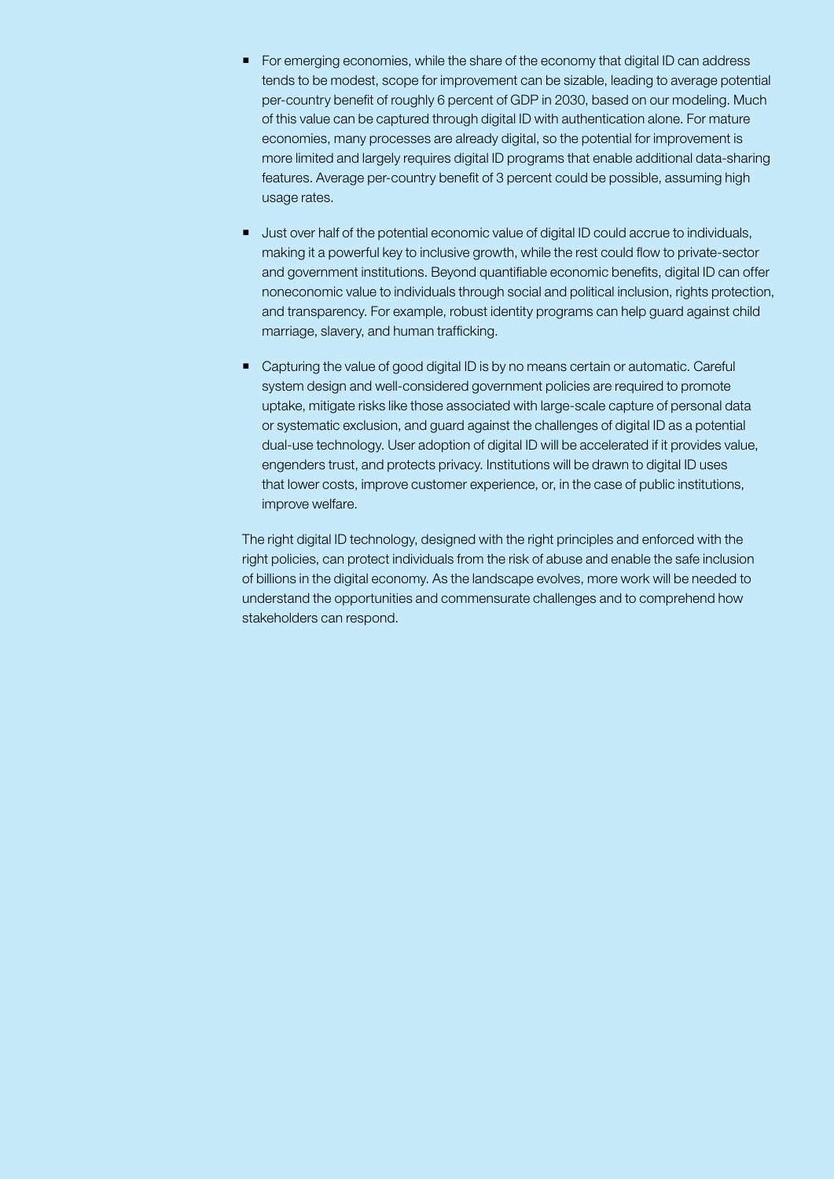- For emerging economies, while the share of the economy that digital ID can address tends to be modest, scope for improvement can be sizable, leading to average potential per-country benefit of roughly 6 percent of GDP in 2030, based on our modeling. Much of this value can be captured through digital ID with authentication alone. For mature economies, many processes are already digital, so the potential for improvement is more limited and largely requires digital ID programs that enable additional data-sharing features. Average per-country benefit of 3 percent could be possible, assuming high usage rates.

- Just over half of the potential economic value of digital ID could accrue to individuals, making it a powerful key to inclusive growth, while the rest could flow to private-sector and government institutions. Beyond quantifiable economic benefits, digital ID can offer noneconomic value to individuals through social and political inclusion, rights protection, and transparency. For example, robust identity programs can help guard against child marriage, slavery, and human trafficking.

- Capturing the value of good digital ID is by no means certain or automatic. Careful system design and well-considered government policies are required to promote uptake, mitigate risks like those associated with large-scale capture of personal data or systematic exclusion, and guard against the challenges of digital ID as a potential dual-use technology. User adoption of digital ID will be accelerated if it provides value, engenders trust, and protects privacy. Institutions will be drawn to digital ID uses that lower costs, improve customer experience, or, in the case of public institutions, improve welfare.

The right digital ID technology, designed with the right principles and enforced with the right policies, can protect individuals from the risk of abuse and enable the safe inclusion of billions in the digital economy. As the landscape evolves, more work will be needed to understand the opportunities and commensurate challenges and to comprehend how stakeholders can respond.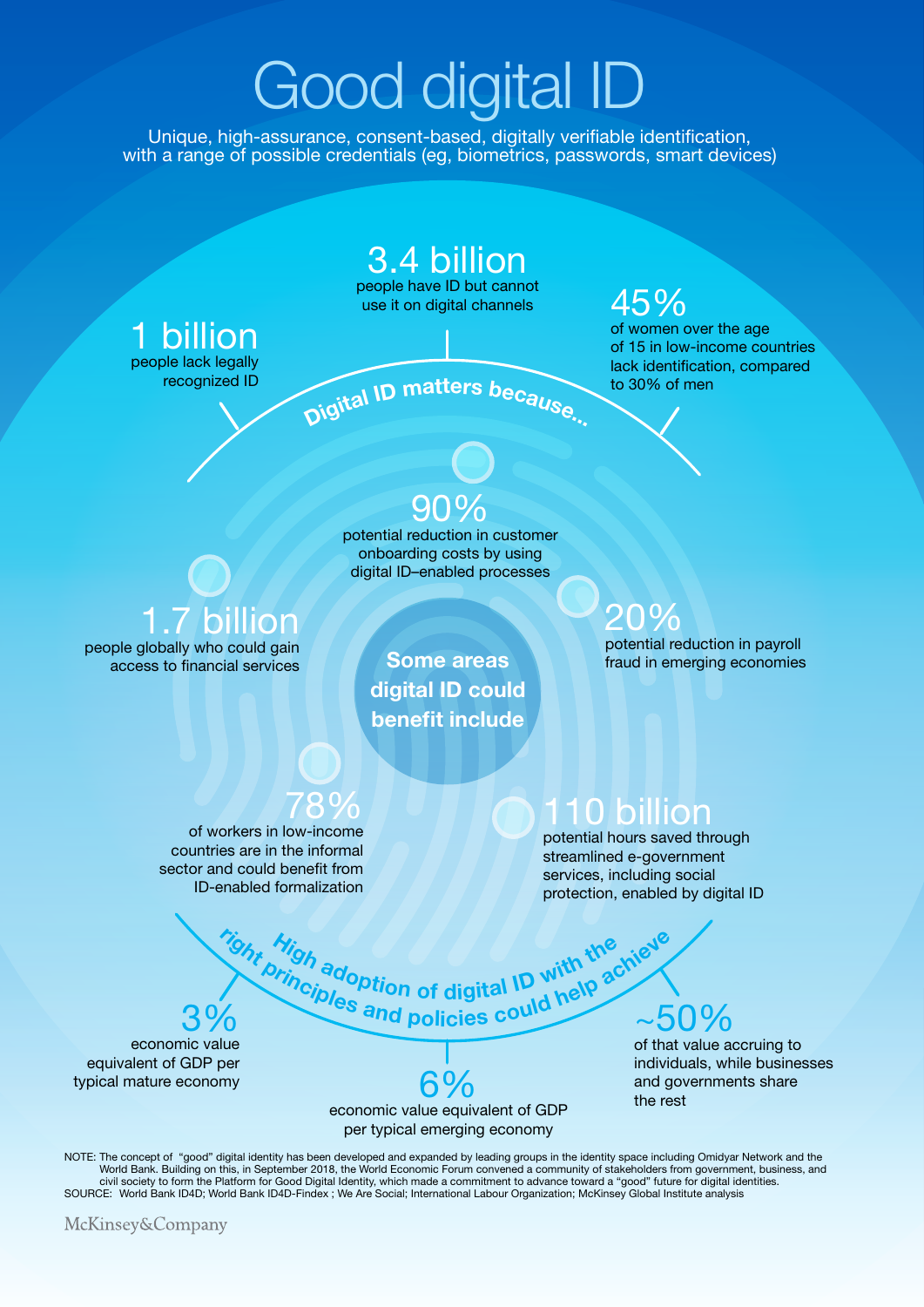# Good digital ID

Unique, high-assurance, consent-based, digitally verifiable identification, with a range of possible credentials (eg, biometrics, passwords, smart devices)

## Digital ID matters because...

**1 billion**
people lack legally recognized ID

**3.4 billion**
people have ID but cannot use it on digital channels

**45%**
of women over the age of 15 in low-income countries lack identification, compared to 30% of men

## Some areas digital ID could benefit include

**90%**
potential reduction in customer onboarding costs by using digital ID–enabled processes

**1.7 billion**
people globally who could gain access to financial services

**20%**
potential reduction in payroll fraud in emerging economies

**78%**
of workers in low-income countries are in the informal sector and could benefit from ID-enabled formalization

**110 billion**
potential hours saved through streamlined e-government services, including social protection, enabled by digital ID

## High adoption of digital ID with the right principles and policies could help achieve

**3%**
economic value equivalent of GDP per typical mature economy

**6%**
economic value equivalent of GDP per typical emerging economy

**~50%**
of that value accruing to individuals, while businesses and governments share the rest

NOTE: The concept of "good" digital identity has been developed and expanded by leading groups in the identity space including Omidyar Network and the World Bank. Building on this, in September 2018, the World Economic Forum convened a community of stakeholders from government, business, and civil society to form the Platform for Good Digital Identity, which made a commitment to advance toward a "good" future for digital identities.
SOURCE: World Bank ID4D; World Bank ID4D-Findex ; We Are Social; International Labour Organization; McKinsey Global Institute analysis

McKinsey&Company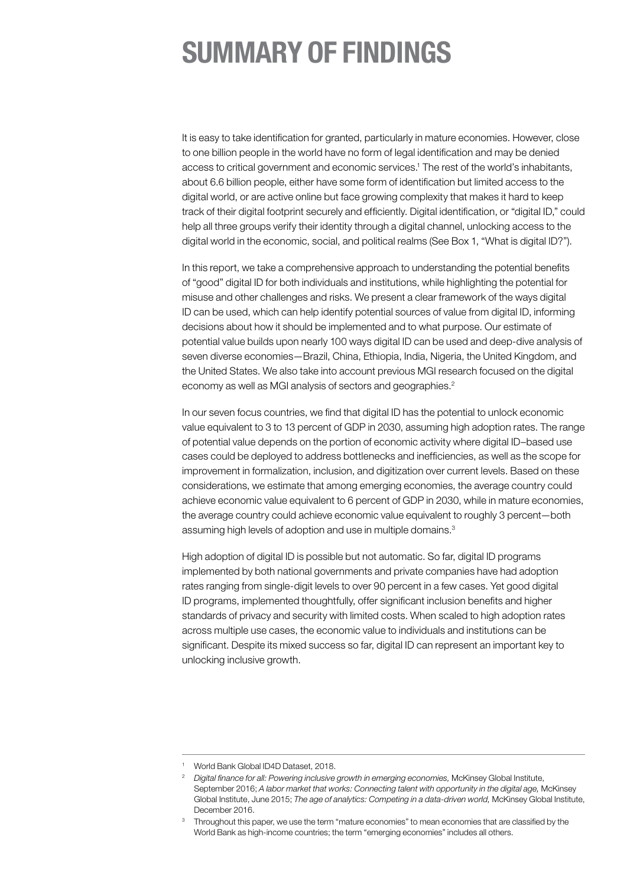# SUMMARY OF FINDINGS

It is easy to take identification for granted, particularly in mature economies. However, close to one billion people in the world have no form of legal identification and may be denied access to critical government and economic services.[1] The rest of the world's inhabitants, about 6.6 billion people, either have some form of identification but limited access to the digital world, or are active online but face growing complexity that makes it hard to keep track of their digital footprint securely and efficiently. Digital identification, or "digital ID," could help all three groups verify their identity through a digital channel, unlocking access to the digital world in the economic, social, and political realms (See Box 1, "What is digital ID?").

In this report, we take a comprehensive approach to understanding the potential benefits of "good" digital ID for both individuals and institutions, while highlighting the potential for misuse and other challenges and risks. We present a clear framework of the ways digital ID can be used, which can help identify potential sources of value from digital ID, informing decisions about how it should be implemented and to what purpose. Our estimate of potential value builds upon nearly 100 ways digital ID can be used and deep-dive analysis of seven diverse economies—Brazil, China, Ethiopia, India, Nigeria, the United Kingdom, and the United States. We also take into account previous MGI research focused on the digital economy as well as MGI analysis of sectors and geographies.[2]

In our seven focus countries, we find that digital ID has the potential to unlock economic value equivalent to 3 to 13 percent of GDP in 2030, assuming high adoption rates. The range of potential value depends on the portion of economic activity where digital ID–based use cases could be deployed to address bottlenecks and inefficiencies, as well as the scope for improvement in formalization, inclusion, and digitization over current levels. Based on these considerations, we estimate that among emerging economies, the average country could achieve economic value equivalent to 6 percent of GDP in 2030, while in mature economies, the average country could achieve economic value equivalent to roughly 3 percent—both assuming high levels of adoption and use in multiple domains.[3]

High adoption of digital ID is possible but not automatic. So far, digital ID programs implemented by both national governments and private companies have had adoption rates ranging from single-digit levels to over 90 percent in a few cases. Yet good digital ID programs, implemented thoughtfully, offer significant inclusion benefits and higher standards of privacy and security with limited costs. When scaled to high adoption rates across multiple use cases, the economic value to individuals and institutions can be significant. Despite its mixed success so far, digital ID can represent an important key to unlocking inclusive growth.

---

[1] World Bank Global ID4D Dataset, 2018.

[2] *Digital finance for all: Powering inclusive growth in emerging economies,* McKinsey Global Institute, September 2016; *A labor market that works: Connecting talent with opportunity in the digital age,* McKinsey Global Institute, June 2015; *The age of analytics: Competing in a data-driven world,* McKinsey Global Institute, December 2016.

[3] Throughout this paper, we use the term "mature economies" to mean economies that are classified by the World Bank as high-income countries; the term "emerging economies" includes all others.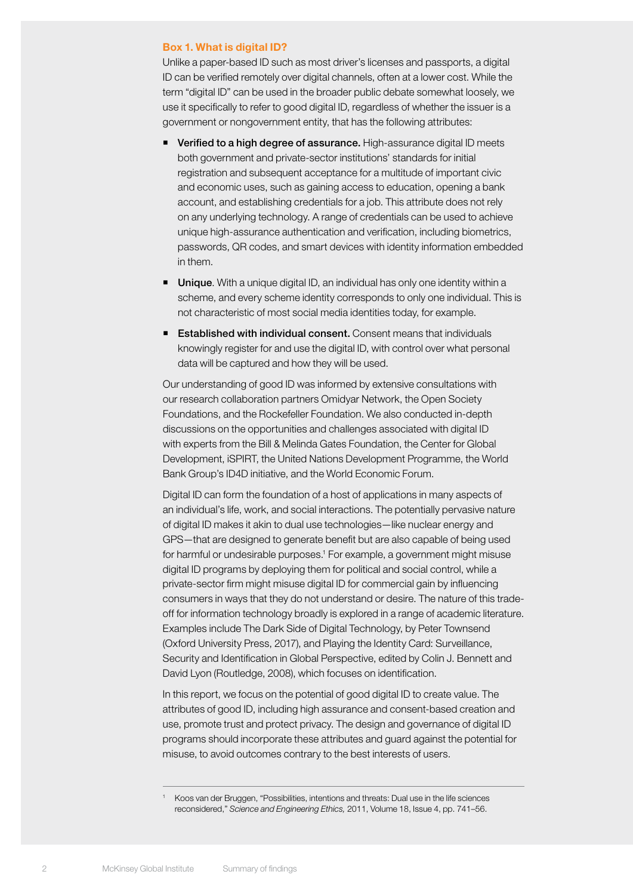### Box 1. What is digital ID?

Unlike a paper-based ID such as most driver's licenses and passports, a digital ID can be verified remotely over digital channels, often at a lower cost. While the term "digital ID" can be used in the broader public debate somewhat loosely, we use it specifically to refer to good digital ID, regardless of whether the issuer is a government or nongovernment entity, that has the following attributes:

- **Verified to a high degree of assurance.** High-assurance digital ID meets both government and private-sector institutions' standards for initial registration and subsequent acceptance for a multitude of important civic and economic uses, such as gaining access to education, opening a bank account, and establishing credentials for a job. This attribute does not rely on any underlying technology. A range of credentials can be used to achieve unique high-assurance authentication and verification, including biometrics, passwords, QR codes, and smart devices with identity information embedded in them.
- **Unique**. With a unique digital ID, an individual has only one identity within a scheme, and every scheme identity corresponds to only one individual. This is not characteristic of most social media identities today, for example.
- **Established with individual consent.** Consent means that individuals knowingly register for and use the digital ID, with control over what personal data will be captured and how they will be used.

Our understanding of good ID was informed by extensive consultations with our research collaboration partners Omidyar Network, the Open Society Foundations, and the Rockefeller Foundation. We also conducted in-depth discussions on the opportunities and challenges associated with digital ID with experts from the Bill & Melinda Gates Foundation, the Center for Global Development, iSPIRT, the United Nations Development Programme, the World Bank Group's ID4D initiative, and the World Economic Forum.

Digital ID can form the foundation of a host of applications in many aspects of an individual's life, work, and social interactions. The potentially pervasive nature of digital ID makes it akin to dual use technologies—like nuclear energy and GPS—that are designed to generate benefit but are also capable of being used for harmful or undesirable purposes.[1] For example, a government might misuse digital ID programs by deploying them for political and social control, while a private-sector firm might misuse digital ID for commercial gain by influencing consumers in ways that they do not understand or desire. The nature of this trade-off for information technology broadly is explored in a range of academic literature. Examples include The Dark Side of Digital Technology, by Peter Townsend (Oxford University Press, 2017), and Playing the Identity Card: Surveillance, Security and Identification in Global Perspective, edited by Colin J. Bennett and David Lyon (Routledge, 2008), which focuses on identification.

In this report, we focus on the potential of good digital ID to create value. The attributes of good ID, including high assurance and consent-based creation and use, promote trust and protect privacy. The design and governance of digital ID programs should incorporate these attributes and guard against the potential for misuse, to avoid outcomes contrary to the best interests of users.

---

[1] Koos van der Bruggen, "Possibilities, intentions and threats: Dual use in the life sciences reconsidered," *Science and Engineering Ethics,* 2011, Volume 18, Issue 4, pp. 741–56.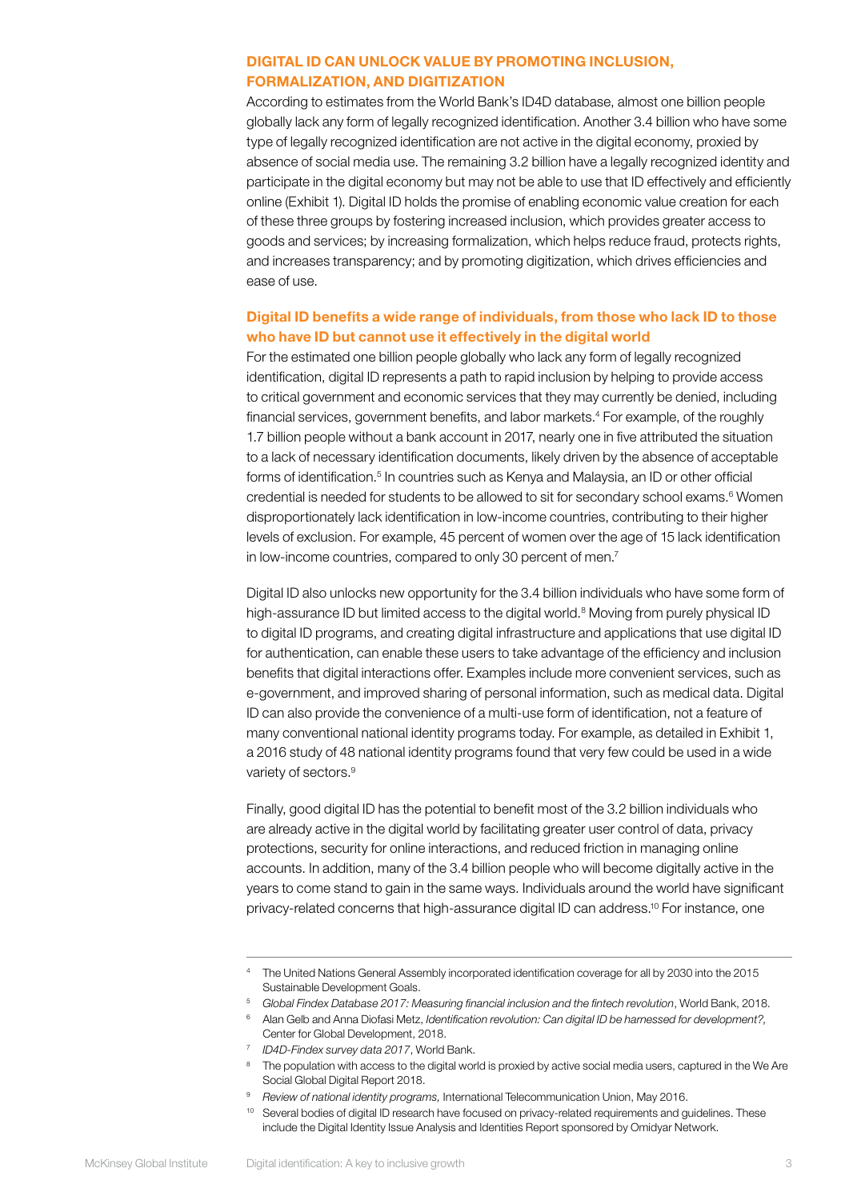## DIGITAL ID CAN UNLOCK VALUE BY PROMOTING INCLUSION, FORMALIZATION, AND DIGITIZATION

According to estimates from the World Bank's ID4D database, almost one billion people globally lack any form of legally recognized identification. Another 3.4 billion who have some type of legally recognized identification are not active in the digital economy, proxied by absence of social media use. The remaining 3.2 billion have a legally recognized identity and participate in the digital economy but may not be able to use that ID effectively and efficiently online (Exhibit 1). Digital ID holds the promise of enabling economic value creation for each of these three groups by fostering increased inclusion, which provides greater access to goods and services; by increasing formalization, which helps reduce fraud, protects rights, and increases transparency; and by promoting digitization, which drives efficiencies and ease of use.

### Digital ID benefits a wide range of individuals, from those who lack ID to those who have ID but cannot use it effectively in the digital world

For the estimated one billion people globally who lack any form of legally recognized identification, digital ID represents a path to rapid inclusion by helping to provide access to critical government and economic services that they may currently be denied, including financial services, government benefits, and labor markets.[4] For example, of the roughly 1.7 billion people without a bank account in 2017, nearly one in five attributed the situation to a lack of necessary identification documents, likely driven by the absence of acceptable forms of identification.[5] In countries such as Kenya and Malaysia, an ID or other official credential is needed for students to be allowed to sit for secondary school exams.[6] Women disproportionately lack identification in low-income countries, contributing to their higher levels of exclusion. For example, 45 percent of women over the age of 15 lack identification in low-income countries, compared to only 30 percent of men.[7]

Digital ID also unlocks new opportunity for the 3.4 billion individuals who have some form of high-assurance ID but limited access to the digital world.[8] Moving from purely physical ID to digital ID programs, and creating digital infrastructure and applications that use digital ID for authentication, can enable these users to take advantage of the efficiency and inclusion benefits that digital interactions offer. Examples include more convenient services, such as e-government, and improved sharing of personal information, such as medical data. Digital ID can also provide the convenience of a multi-use form of identification, not a feature of many conventional national identity programs today. For example, as detailed in Exhibit 1, a 2016 study of 48 national identity programs found that very few could be used in a wide variety of sectors.[9]

Finally, good digital ID has the potential to benefit most of the 3.2 billion individuals who are already active in the digital world by facilitating greater user control of data, privacy protections, security for online interactions, and reduced friction in managing online accounts. In addition, many of the 3.4 billion people who will become digitally active in the years to come stand to gain in the same ways. Individuals around the world have significant privacy-related concerns that high-assurance digital ID can address.[10] For instance, one

---

[4] The United Nations General Assembly incorporated identification coverage for all by 2030 into the 2015 Sustainable Development Goals.

[5] *Global Findex Database 2017: Measuring financial inclusion and the fintech revolution*, World Bank, 2018.

[6] Alan Gelb and Anna Diofasi Metz, *Identification revolution: Can digital ID be harnessed for development?,* Center for Global Development, 2018.

[7] *ID4D-Findex survey data 2017*, World Bank.

[8] The population with access to the digital world is proxied by active social media users, captured in the We Are Social Global Digital Report 2018.

[9] *Review of national identity programs,* International Telecommunication Union, May 2016.

[10] Several bodies of digital ID research have focused on privacy-related requirements and guidelines. These include the Digital Identity Issue Analysis and Identities Report sponsored by Omidyar Network.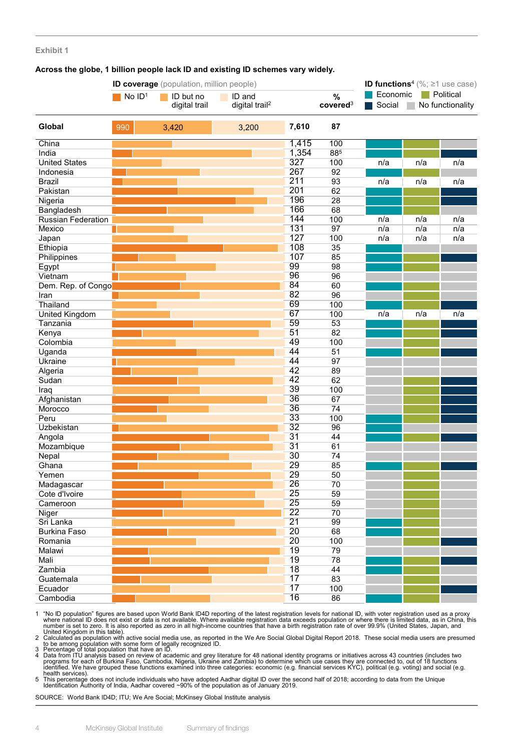Exhibit 1

**Across the globe, 1 billion people lack ID and existing ID schemes vary widely.**

| | ID coverage (population, million people): No ID[1] | ID but no digital trail | ID and digital trail[2] | Total | % covered[3] | ID functions[4] (%; ≥1 use case): Economic | Political | Social |
|---|---|---|---|---|---|---|---|---|
| **Global** | 990 | 3,420 | 3,200 | 7,610 | 87 | | | |
| China | | | | 1,415 | 100 | Economic | Political | No functionality |
| India | | | | 1,354 | 88[5] | Economic | Political | Social |
| United States | | | | 327 | 100 | n/a | n/a | n/a |
| Indonesia | | | | 267 | 92 | Economic | Political | No functionality |
| Brazil | | | | 211 | 93 | n/a | n/a | n/a |
| Pakistan | | | | 201 | 62 | Economic | Political | Social |
| Nigeria | | | | 196 | 28 | Economic | Political | Social |
| Bangladesh | | | | 166 | 68 | Economic | Political | No functionality |
| Russian Federation | | | | 144 | 100 | n/a | n/a | n/a |
| Mexico | | | | 131 | 97 | n/a | n/a | n/a |
| Japan | | | | 127 | 100 | n/a | n/a | n/a |
| Ethiopia | | | | 108 | 35 | Economic | No functionality | No functionality |
| Philippines | | | | 107 | 85 | Economic | Political | Social |
| Egypt | | | | 99 | 98 | Economic | Political | No functionality |
| Vietnam | | | | 96 | 96 | No functionality | No functionality | No functionality |
| Dem. Rep. of Congo | | | | 84 | 60 | Economic | Political | No functionality |
| Iran | | | | 82 | 96 | No functionality | Political | No functionality |
| Thailand | | | | 69 | 100 | Economic | Political | Social |
| United Kingdom | | | | 67 | 100 | n/a | n/a | n/a |
| Tanzania | | | | 59 | 53 | Economic | Political | Social |
| Kenya | | | | 51 | 82 | Economic | Political | Social |
| Colombia | | | | 49 | 100 | No functionality | Political | No functionality |
| Uganda | | | | 44 | 51 | Economic | Political | Social |
| Ukraine | | | | 44 | 97 | No functionality | No functionality | No functionality |
| Algeria | | | | 42 | 89 | No functionality | No functionality | No functionality |
| Sudan | | | | 42 | 62 | No functionality | Political | Social |
| Iraq | | | | 39 | 100 | No functionality | Political | Social |
| Afghanistan | | | | 36 | 67 | No functionality | Political | Social |
| Morocco | | | | 36 | 74 | No functionality | Political | Social |
| Peru | | | | 33 | 100 | Economic | Political | Social |
| Uzbekistan | | | | 32 | 96 | Economic | No functionality | No functionality |
| Angola | | | | 31 | 44 | Economic | Political | Social |
| Mozambique | | | | 31 | 61 | No functionality | No functionality | No functionality |
| Nepal | | | | 30 | 74 | No functionality | No functionality | No functionality |
| Ghana | | | | 29 | 85 | Economic | Political | Social |
| Yemen | | | | 29 | 50 | No functionality | Political | No functionality |
| Madagascar | | | | 26 | 70 | No functionality | Political | No functionality |
| Cote d'Ivoire | | | | 25 | 59 | No functionality | Political | No functionality |
| Cameroon | | | | 25 | 59 | No functionality | Political | No functionality |
| Niger | | | | 22 | 70 | No functionality | Political | No functionality |
| Sri Lanka | | | | 21 | 99 | Economic | Political | No functionality |
| Burkina Faso | | | | 20 | 68 | Economic | Political | No functionality |
| Romania | | | | 20 | 100 | No functionality | Political | Social |
| Malawi | | | | 19 | 79 | No functionality | No functionality | No functionality |
| Mali | | | | 19 | 78 | Economic | Political | Social |
| Zambia | | | | 18 | 44 | Economic | Political | No functionality |
| Guatemala | | | | 17 | 83 | No functionality | Political | No functionality |
| Ecuador | | | | 17 | 100 | No functionality | Political | Social |
| Cambodia | | | | 16 | 86 | Economic | Political | No functionality |

1 "No ID population" figures are based upon World Bank ID4D reporting of the latest registration levels for national ID, with voter registration used as a proxy where national ID does not exist or data is not available. Where available registration data exceeds population or where there is limited data, as in China, this number is set to zero. It is also reported as zero in all high-income countries that have a birth registration rate of over 99.9% (United States, Japan, and United Kingdom in this table).
2 Calculated as population with active social media use, as reported in the We Are Social Global Digital Report 2018. These social media users are presumed to be among population with some form of legally recognized ID.
3 Percentage of total population that have an ID.
4 Data from ITU analysis based on review of academic and grey literature for 48 national identity programs or initiatives across 43 countries (includes two programs for each of Burkina Faso, Cambodia, Nigeria, Ukraine and Zambia) to determine which use cases they are connected to, out of 18 functions identified. We have grouped these functions examined into three categories: economic (e.g. financial services KYC), political (e.g. voting) and social (e.g. health services).
5 This percentage does not include individuals who have adopted Aadhar digital ID over the second half of 2018; according to data from the Unique Identification Authority of India, Aadhar covered ~90% of the population as of January 2019.

SOURCE: World Bank ID4D; ITU; We Are Social; McKinsey Global Institute analysis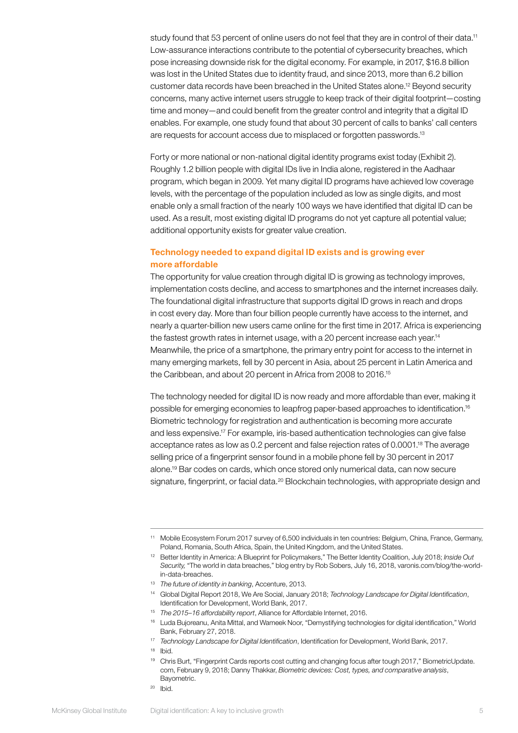study found that 53 percent of online users do not feel that they are in control of their data.[11] Low-assurance interactions contribute to the potential of cybersecurity breaches, which pose increasing downside risk for the digital economy. For example, in 2017, $16.8 billion was lost in the United States due to identity fraud, and since 2013, more than 6.2 billion customer data records have been breached in the United States alone.[12] Beyond security concerns, many active internet users struggle to keep track of their digital footprint—costing time and money—and could benefit from the greater control and integrity that a digital ID enables. For example, one study found that about 30 percent of calls to banks' call centers are requests for account access due to misplaced or forgotten passwords.[13]

Forty or more national or non-national digital identity programs exist today (Exhibit 2). Roughly 1.2 billion people with digital IDs live in India alone, registered in the Aadhaar program, which began in 2009. Yet many digital ID programs have achieved low coverage levels, with the percentage of the population included as low as single digits, and most enable only a small fraction of the nearly 100 ways we have identified that digital ID can be used. As a result, most existing digital ID programs do not yet capture all potential value; additional opportunity exists for greater value creation.

### Technology needed to expand digital ID exists and is growing ever more affordable

The opportunity for value creation through digital ID is growing as technology improves, implementation costs decline, and access to smartphones and the internet increases daily. The foundational digital infrastructure that supports digital ID grows in reach and drops in cost every day. More than four billion people currently have access to the internet, and nearly a quarter-billion new users came online for the first time in 2017. Africa is experiencing the fastest growth rates in internet usage, with a 20 percent increase each year.[14] Meanwhile, the price of a smartphone, the primary entry point for access to the internet in many emerging markets, fell by 30 percent in Asia, about 25 percent in Latin America and the Caribbean, and about 20 percent in Africa from 2008 to 2016.[15]

The technology needed for digital ID is now ready and more affordable than ever, making it possible for emerging economies to leapfrog paper-based approaches to identification.[16] Biometric technology for registration and authentication is becoming more accurate and less expensive.[17] For example, iris-based authentication technologies can give false acceptance rates as low as 0.2 percent and false rejection rates of 0.0001.[18] The average selling price of a fingerprint sensor found in a mobile phone fell by 30 percent in 2017 alone.[19] Bar codes on cards, which once stored only numerical data, can now secure signature, fingerprint, or facial data.[20] Blockchain technologies, with appropriate design and

---

[11] Mobile Ecosystem Forum 2017 survey of 6,500 individuals in ten countries: Belgium, China, France, Germany, Poland, Romania, South Africa, Spain, the United Kingdom, and the United States.

[12] Better Identity in America: A Blueprint for Policymakers," The Better Identity Coalition, July 2018; *Inside Out Security,* "The world in data breaches," blog entry by Rob Sobers, July 16, 2018, varonis.com/blog/the-world-in-data-breaches.

[13] *The future of identity in banking*, Accenture, 2013.

[14] Global Digital Report 2018, We Are Social, January 2018; *Technology Landscape for Digital Identification*, Identification for Development, World Bank, 2017.

[15] *The 2015–16 affordability report*, Alliance for Affordable Internet, 2016.

[16] Luda Bujoreanu, Anita Mittal, and Wameek Noor, "Demystifying technologies for digital identification," World Bank, February 27, 2018.

[17] *Technology Landscape for Digital Identification*, Identification for Development, World Bank, 2017.

[18] Ibid.

[19] Chris Burt, "Fingerprint Cards reports cost cutting and changing focus after tough 2017," BiometricUpdate.com, February 9, 2018; Danny Thakkar, *Biometric devices: Cost, types, and comparative analysis*, Bayometric.

[20] Ibid.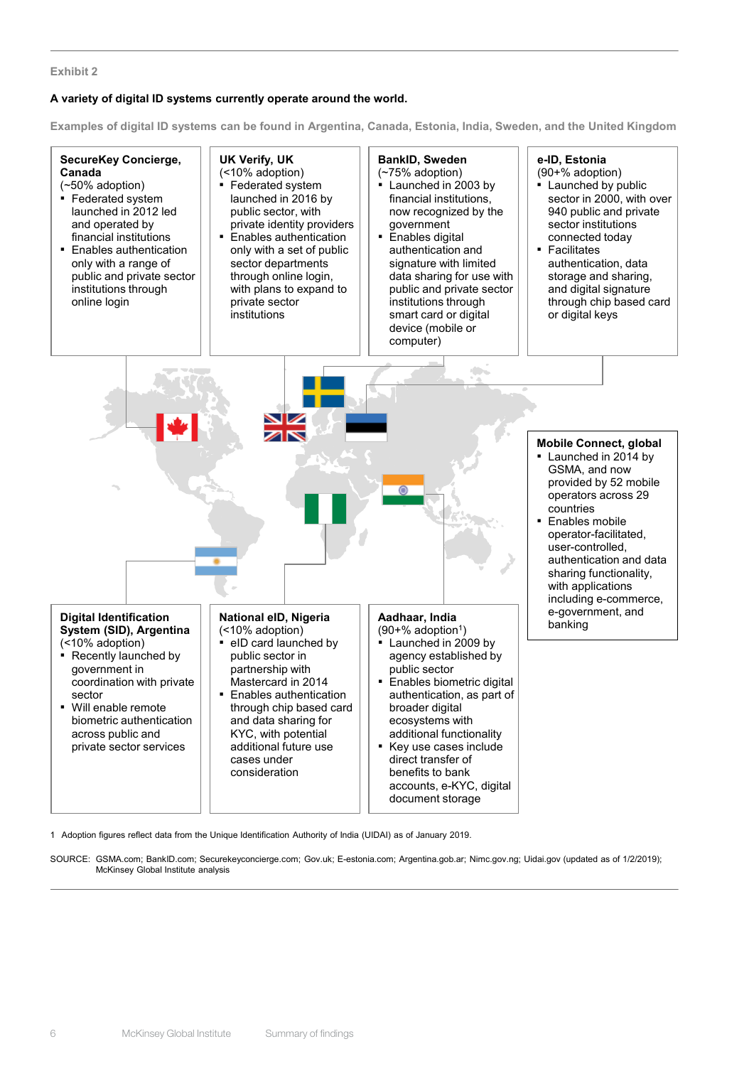Exhibit 2

**A variety of digital ID systems currently operate around the world.**

Examples of digital ID systems can be found in Argentina, Canada, Estonia, India, Sweden, and the United Kingdom

**SecureKey Concierge, Canada**
(~50% adoption)
- Federated system launched in 2012 led and operated by financial institutions
- Enables authentication only with a range of public and private sector institutions through online login

**UK Verify, UK**
(<10% adoption)
- Federated system launched in 2016 by public sector, with private identity providers
- Enables authentication only with a set of public sector departments through online login, with plans to expand to private sector institutions

**BankID, Sweden**
(~75% adoption)
- Launched in 2003 by financial institutions, now recognized by the government
- Enables digital authentication and signature with limited data sharing for use with public and private sector institutions through smart card or digital device (mobile or computer)

**e-ID, Estonia**
(90+% adoption)
- Launched by public sector in 2000, with over 940 public and private sector institutions connected today
- Facilitates authentication, data storage and sharing, and digital signature through chip based card or digital keys

**Mobile Connect, global**
- Launched in 2014 by GSMA, and now provided by 52 mobile operators across 29 countries
- Enables mobile operator-facilitated, user-controlled, authentication and data sharing functionality, with applications including e-commerce, e-government, and banking

**Digital Identification System (SID), Argentina**
(<10% adoption)
- Recently launched by government in coordination with private sector
- Will enable remote biometric authentication across public and private sector services

**National eID, Nigeria**
(<10% adoption)
- eID card launched by public sector in partnership with Mastercard in 2014
- Enables authentication through chip based card and data sharing for KYC, with potential additional future use cases under consideration

**Aadhaar, India**
(90+% adoption[1])
- Launched in 2009 by agency established by public sector
- Enables biometric digital authentication, as part of broader digital ecosystems with additional functionality
- Key use cases include direct transfer of benefits to bank accounts, e-KYC, digital document storage

1 Adoption figures reflect data from the Unique Identification Authority of India (UIDAI) as of January 2019.

SOURCE: GSMA.com; BankID.com; Securekeyconcierge.com; Gov.uk; E-estonia.com; Argentina.gob.ar; Nimc.gov.ng; Uidai.gov (updated as of 1/2/2019); McKinsey Global Institute analysis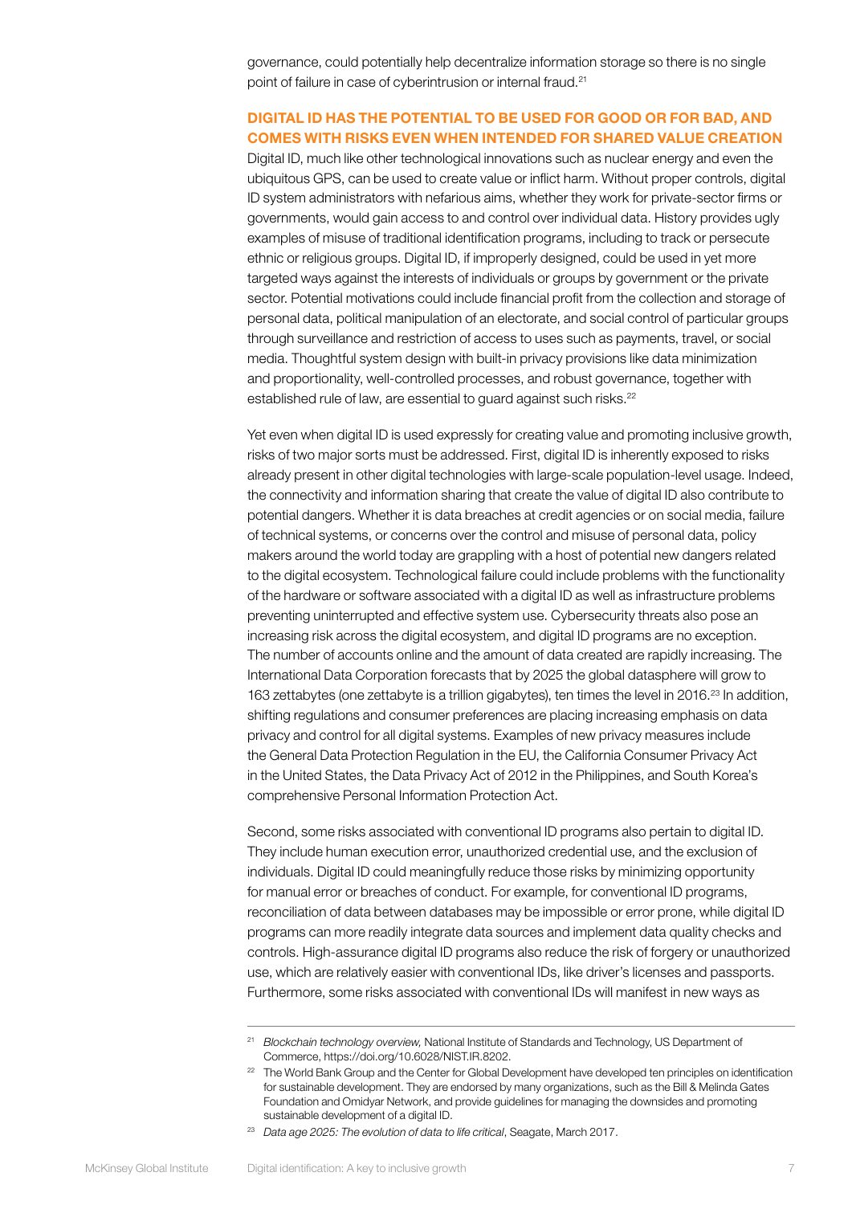governance, could potentially help decentralize information storage so there is no single point of failure in case of cyberintrusion or internal fraud.[21]

## DIGITAL ID HAS THE POTENTIAL TO BE USED FOR GOOD OR FOR BAD, AND COMES WITH RISKS EVEN WHEN INTENDED FOR SHARED VALUE CREATION

Digital ID, much like other technological innovations such as nuclear energy and even the ubiquitous GPS, can be used to create value or inflict harm. Without proper controls, digital ID system administrators with nefarious aims, whether they work for private-sector firms or governments, would gain access to and control over individual data. History provides ugly examples of misuse of traditional identification programs, including to track or persecute ethnic or religious groups. Digital ID, if improperly designed, could be used in yet more targeted ways against the interests of individuals or groups by government or the private sector. Potential motivations could include financial profit from the collection and storage of personal data, political manipulation of an electorate, and social control of particular groups through surveillance and restriction of access to uses such as payments, travel, or social media. Thoughtful system design with built-in privacy provisions like data minimization and proportionality, well-controlled processes, and robust governance, together with established rule of law, are essential to guard against such risks.[22]

Yet even when digital ID is used expressly for creating value and promoting inclusive growth, risks of two major sorts must be addressed. First, digital ID is inherently exposed to risks already present in other digital technologies with large-scale population-level usage. Indeed, the connectivity and information sharing that create the value of digital ID also contribute to potential dangers. Whether it is data breaches at credit agencies or on social media, failure of technical systems, or concerns over the control and misuse of personal data, policy makers around the world today are grappling with a host of potential new dangers related to the digital ecosystem. Technological failure could include problems with the functionality of the hardware or software associated with a digital ID as well as infrastructure problems preventing uninterrupted and effective system use. Cybersecurity threats also pose an increasing risk across the digital ecosystem, and digital ID programs are no exception. The number of accounts online and the amount of data created are rapidly increasing. The International Data Corporation forecasts that by 2025 the global datasphere will grow to 163 zettabytes (one zettabyte is a trillion gigabytes), ten times the level in 2016.[23] In addition, shifting regulations and consumer preferences are placing increasing emphasis on data privacy and control for all digital systems. Examples of new privacy measures include the General Data Protection Regulation in the EU, the California Consumer Privacy Act in the United States, the Data Privacy Act of 2012 in the Philippines, and South Korea's comprehensive Personal Information Protection Act.

Second, some risks associated with conventional ID programs also pertain to digital ID. They include human execution error, unauthorized credential use, and the exclusion of individuals. Digital ID could meaningfully reduce those risks by minimizing opportunity for manual error or breaches of conduct. For example, for conventional ID programs, reconciliation of data between databases may be impossible or error prone, while digital ID programs can more readily integrate data sources and implement data quality checks and controls. High-assurance digital ID programs also reduce the risk of forgery or unauthorized use, which are relatively easier with conventional IDs, like driver's licenses and passports. Furthermore, some risks associated with conventional IDs will manifest in new ways as

---

[21] *Blockchain technology overview,* National Institute of Standards and Technology, US Department of Commerce, https://doi.org/10.6028/NIST.IR.8202.

[22] The World Bank Group and the Center for Global Development have developed ten principles on identification for sustainable development. They are endorsed by many organizations, such as the Bill & Melinda Gates Foundation and Omidyar Network, and provide guidelines for managing the downsides and promoting sustainable development of a digital ID.

[23] *Data age 2025: The evolution of data to life critical*, Seagate, March 2017.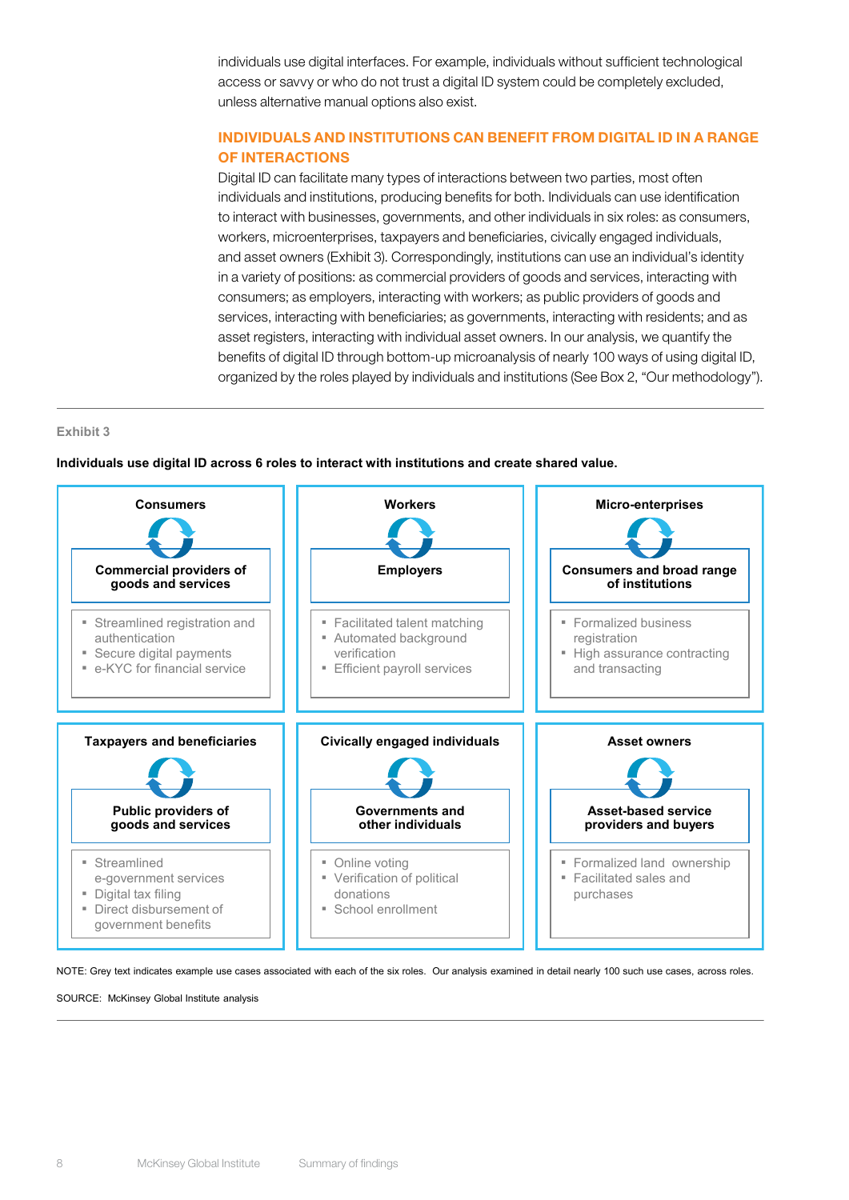individuals use digital interfaces. For example, individuals without sufficient technological access or savvy or who do not trust a digital ID system could be completely excluded, unless alternative manual options also exist.

## INDIVIDUALS AND INSTITUTIONS CAN BENEFIT FROM DIGITAL ID IN A RANGE OF INTERACTIONS

Digital ID can facilitate many types of interactions between two parties, most often individuals and institutions, producing benefits for both. Individuals can use identification to interact with businesses, governments, and other individuals in six roles: as consumers, workers, microenterprises, taxpayers and beneficiaries, civically engaged individuals, and asset owners (Exhibit 3). Correspondingly, institutions can use an individual's identity in a variety of positions: as commercial providers of goods and services, interacting with consumers; as employers, interacting with workers; as public providers of goods and services, interacting with beneficiaries; as governments, interacting with residents; and as asset registers, interacting with individual asset owners. In our analysis, we quantify the benefits of digital ID through bottom-up microanalysis of nearly 100 ways of using digital ID, organized by the roles played by individuals and institutions (See Box 2, "Our methodology").

Exhibit 3

**Individuals use digital ID across 6 roles to interact with institutions and create shared value.**

| Individual role | Institution | Example use cases |
|---|---|---|
| **Consumers** | **Commercial providers of goods and services** | Streamlined registration and authentication; Secure digital payments; e-KYC for financial service |
| **Workers** | **Employers** | Facilitated talent matching; Automated background verification; Efficient payroll services |
| **Micro-enterprises** | **Consumers and broad range of institutions** | Formalized business registration; High assurance contracting and transacting |
| **Taxpayers and beneficiaries** | **Public providers of goods and services** | Streamlined e-government services; Digital tax filing; Direct disbursement of government benefits |
| **Civically engaged individuals** | **Governments and other individuals** | Online voting; Verification of political donations; School enrollment |
| **Asset owners** | **Asset-based service providers and buyers** | Formalized land ownership; Facilitated sales and purchases |

NOTE: Grey text indicates example use cases associated with each of the six roles. Our analysis examined in detail nearly 100 such use cases, across roles.

SOURCE: McKinsey Global Institute analysis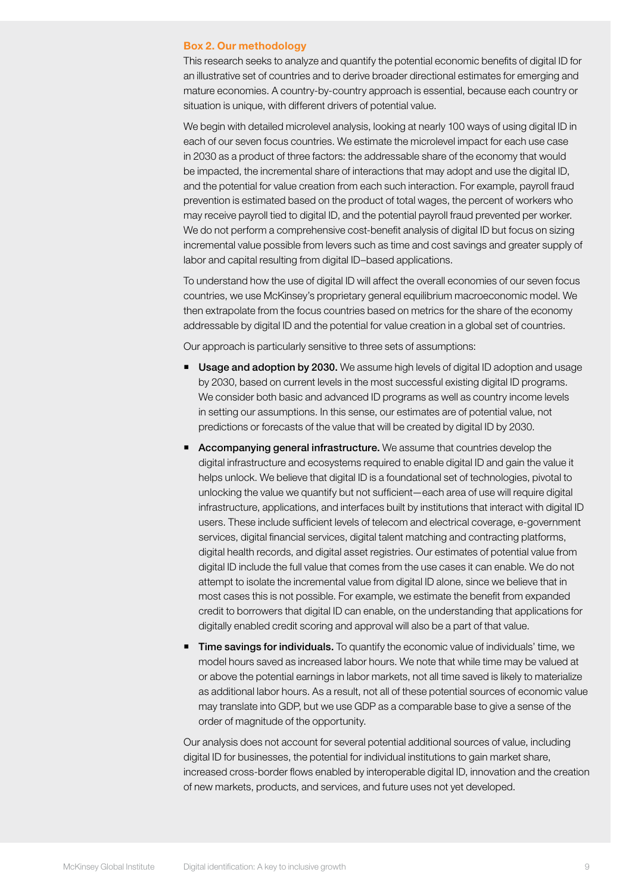### Box 2. Our methodology

This research seeks to analyze and quantify the potential economic benefits of digital ID for an illustrative set of countries and to derive broader directional estimates for emerging and mature economies. A country-by-country approach is essential, because each country or situation is unique, with different drivers of potential value.

We begin with detailed microlevel analysis, looking at nearly 100 ways of using digital ID in each of our seven focus countries. We estimate the microlevel impact for each use case in 2030 as a product of three factors: the addressable share of the economy that would be impacted, the incremental share of interactions that may adopt and use the digital ID, and the potential for value creation from each such interaction. For example, payroll fraud prevention is estimated based on the product of total wages, the percent of workers who may receive payroll tied to digital ID, and the potential payroll fraud prevented per worker. We do not perform a comprehensive cost-benefit analysis of digital ID but focus on sizing incremental value possible from levers such as time and cost savings and greater supply of labor and capital resulting from digital ID–based applications.

To understand how the use of digital ID will affect the overall economies of our seven focus countries, we use McKinsey's proprietary general equilibrium macroeconomic model. We then extrapolate from the focus countries based on metrics for the share of the economy addressable by digital ID and the potential for value creation in a global set of countries.

Our approach is particularly sensitive to three sets of assumptions:

- **Usage and adoption by 2030.** We assume high levels of digital ID adoption and usage by 2030, based on current levels in the most successful existing digital ID programs. We consider both basic and advanced ID programs as well as country income levels in setting our assumptions. In this sense, our estimates are of potential value, not predictions or forecasts of the value that will be created by digital ID by 2030.
- **Accompanying general infrastructure.** We assume that countries develop the digital infrastructure and ecosystems required to enable digital ID and gain the value it helps unlock. We believe that digital ID is a foundational set of technologies, pivotal to unlocking the value we quantify but not sufficient—each area of use will require digital infrastructure, applications, and interfaces built by institutions that interact with digital ID users. These include sufficient levels of telecom and electrical coverage, e-government services, digital financial services, digital talent matching and contracting platforms, digital health records, and digital asset registries. Our estimates of potential value from digital ID include the full value that comes from the use cases it can enable. We do not attempt to isolate the incremental value from digital ID alone, since we believe that in most cases this is not possible. For example, we estimate the benefit from expanded credit to borrowers that digital ID can enable, on the understanding that applications for digitally enabled credit scoring and approval will also be a part of that value.
- **Time savings for individuals.** To quantify the economic value of individuals' time, we model hours saved as increased labor hours. We note that while time may be valued at or above the potential earnings in labor markets, not all time saved is likely to materialize as additional labor hours. As a result, not all of these potential sources of economic value may translate into GDP, but we use GDP as a comparable base to give a sense of the order of magnitude of the opportunity.

Our analysis does not account for several potential additional sources of value, including digital ID for businesses, the potential for individual institutions to gain market share, increased cross-border flows enabled by interoperable digital ID, innovation and the creation of new markets, products, and services, and future uses not yet developed.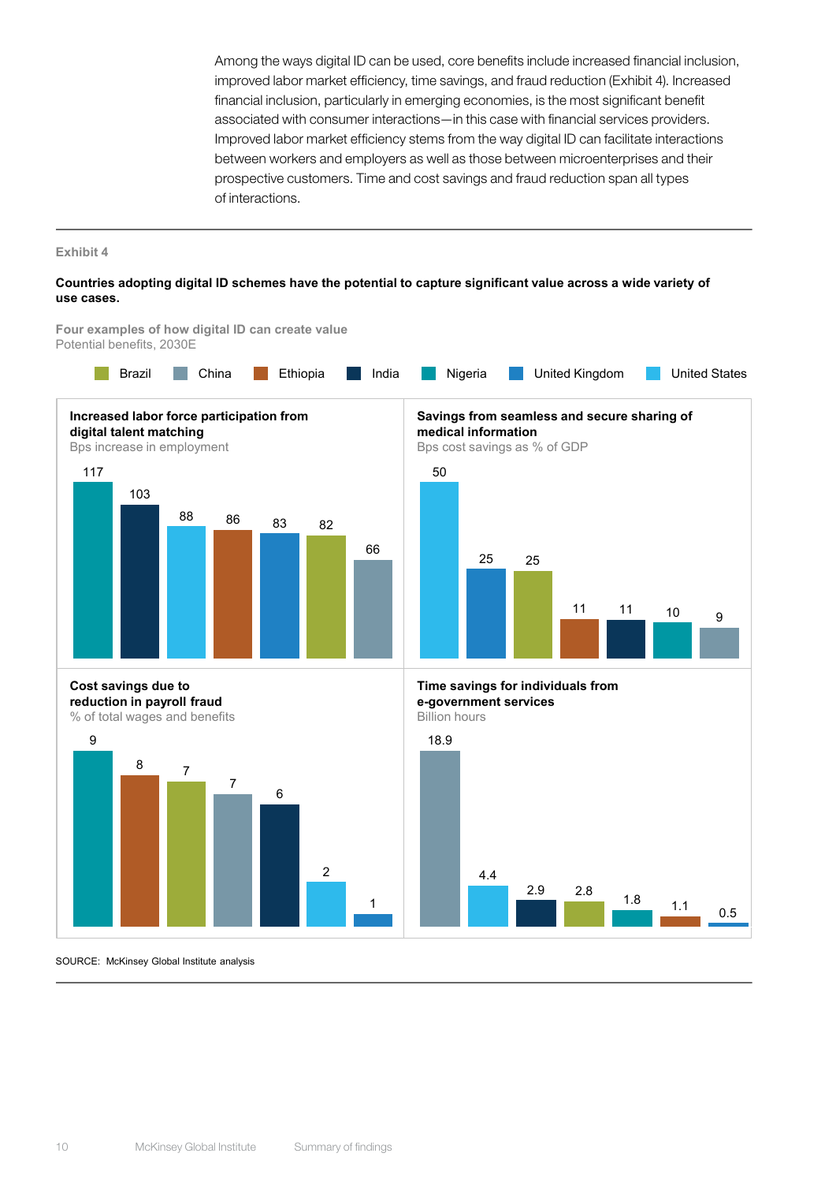Among the ways digital ID can be used, core benefits include increased financial inclusion, improved labor market efficiency, time savings, and fraud reduction (Exhibit 4). Increased financial inclusion, particularly in emerging economies, is the most significant benefit associated with consumer interactions—in this case with financial services providers. Improved labor market efficiency stems from the way digital ID can facilitate interactions between workers and employers as well as those between microenterprises and their prospective customers. Time and cost savings and fraud reduction span all types of interactions.

---

Exhibit 4

**Countries adopting digital ID schemes have the potential to capture significant value across a wide variety of use cases.**

**Four examples of how digital ID can create value**
Potential benefits, 2030E

Legend: Brazil, China, Ethiopia, India, Nigeria, United Kingdom, United States

**Increased labor force participation from digital talent matching**
Bps increase in employment

| Country | Value |
|---|---|
| Nigeria | 117 |
| India | 103 |
| United States | 88 |
| Ethiopia | 86 |
| United Kingdom | 83 |
| Brazil | 82 |
| China | 66 |

**Savings from seamless and secure sharing of medical information**
Bps cost savings as % of GDP

| Country | Value |
|---|---|
| United States | 50 |
| United Kingdom | 25 |
| Brazil | 25 |
| Ethiopia | 11 |
| India | 11 |
| Nigeria | 10 |
| China | 9 |

**Cost savings due to reduction in payroll fraud**
% of total wages and benefits

| Country | Value |
|---|---|
| Nigeria | 9 |
| Ethiopia | 8 |
| Brazil | 7 |
| China | 7 |
| India | 6 |
| United States | 2 |
| United Kingdom | 1 |

**Time savings for individuals from e-government services**
Billion hours

| Country | Value |
|---|---|
| China | 18.9 |
| United States | 4.4 |
| India | 2.9 |
| Brazil | 2.8 |
| Nigeria | 1.8 |
| Ethiopia | 1.1 |
| United Kingdom | 0.5 |

SOURCE: McKinsey Global Institute analysis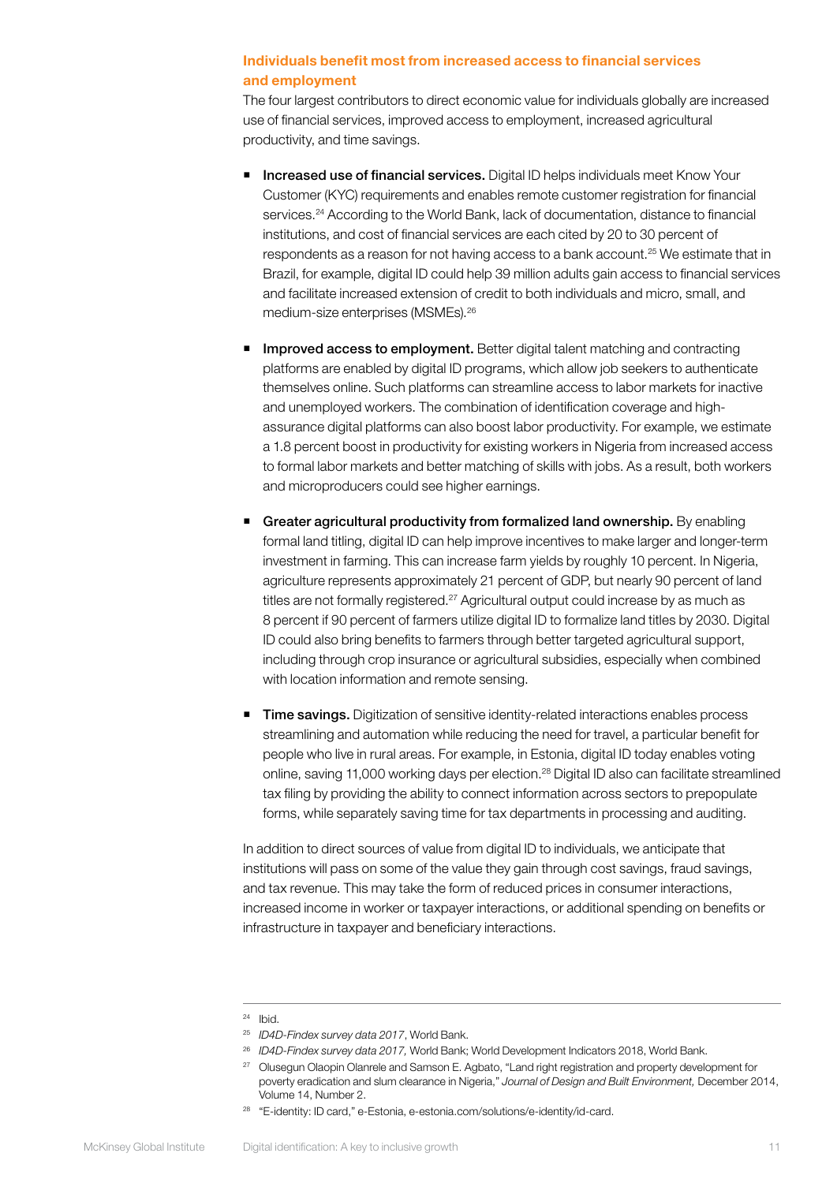### Individuals benefit most from increased access to financial services and employment

The four largest contributors to direct economic value for individuals globally are increased use of financial services, improved access to employment, increased agricultural productivity, and time savings.

- **Increased use of financial services.** Digital ID helps individuals meet Know Your Customer (KYC) requirements and enables remote customer registration for financial services.[24] According to the World Bank, lack of documentation, distance to financial institutions, and cost of financial services are each cited by 20 to 30 percent of respondents as a reason for not having access to a bank account.[25] We estimate that in Brazil, for example, digital ID could help 39 million adults gain access to financial services and facilitate increased extension of credit to both individuals and micro, small, and medium-size enterprises (MSMEs).[26]

- **Improved access to employment.** Better digital talent matching and contracting platforms are enabled by digital ID programs, which allow job seekers to authenticate themselves online. Such platforms can streamline access to labor markets for inactive and unemployed workers. The combination of identification coverage and high-assurance digital platforms can also boost labor productivity. For example, we estimate a 1.8 percent boost in productivity for existing workers in Nigeria from increased access to formal labor markets and better matching of skills with jobs. As a result, both workers and microproducers could see higher earnings.

- **Greater agricultural productivity from formalized land ownership.** By enabling formal land titling, digital ID can help improve incentives to make larger and longer-term investment in farming. This can increase farm yields by roughly 10 percent. In Nigeria, agriculture represents approximately 21 percent of GDP, but nearly 90 percent of land titles are not formally registered.[27] Agricultural output could increase by as much as 8 percent if 90 percent of farmers utilize digital ID to formalize land titles by 2030. Digital ID could also bring benefits to farmers through better targeted agricultural support, including through crop insurance or agricultural subsidies, especially when combined with location information and remote sensing.

- **Time savings.** Digitization of sensitive identity-related interactions enables process streamlining and automation while reducing the need for travel, a particular benefit for people who live in rural areas. For example, in Estonia, digital ID today enables voting online, saving 11,000 working days per election.[28] Digital ID also can facilitate streamlined tax filing by providing the ability to connect information across sectors to prepopulate forms, while separately saving time for tax departments in processing and auditing.

In addition to direct sources of value from digital ID to individuals, we anticipate that institutions will pass on some of the value they gain through cost savings, fraud savings, and tax revenue. This may take the form of reduced prices in consumer interactions, increased income in worker or taxpayer interactions, or additional spending on benefits or infrastructure in taxpayer and beneficiary interactions.

---

[24] Ibid.

[25] *ID4D-Findex survey data 2017*, World Bank.

[26] *ID4D-Findex survey data 2017,* World Bank; World Development Indicators 2018, World Bank.

[27] Olusegun Olaopin Olanrele and Samson E. Agbato, "Land right registration and property development for poverty eradication and slum clearance in Nigeria," *Journal of Design and Built Environment,* December 2014, Volume 14, Number 2.

[28] "E-identity: ID card," e-Estonia, e-estonia.com/solutions/e-identity/id-card.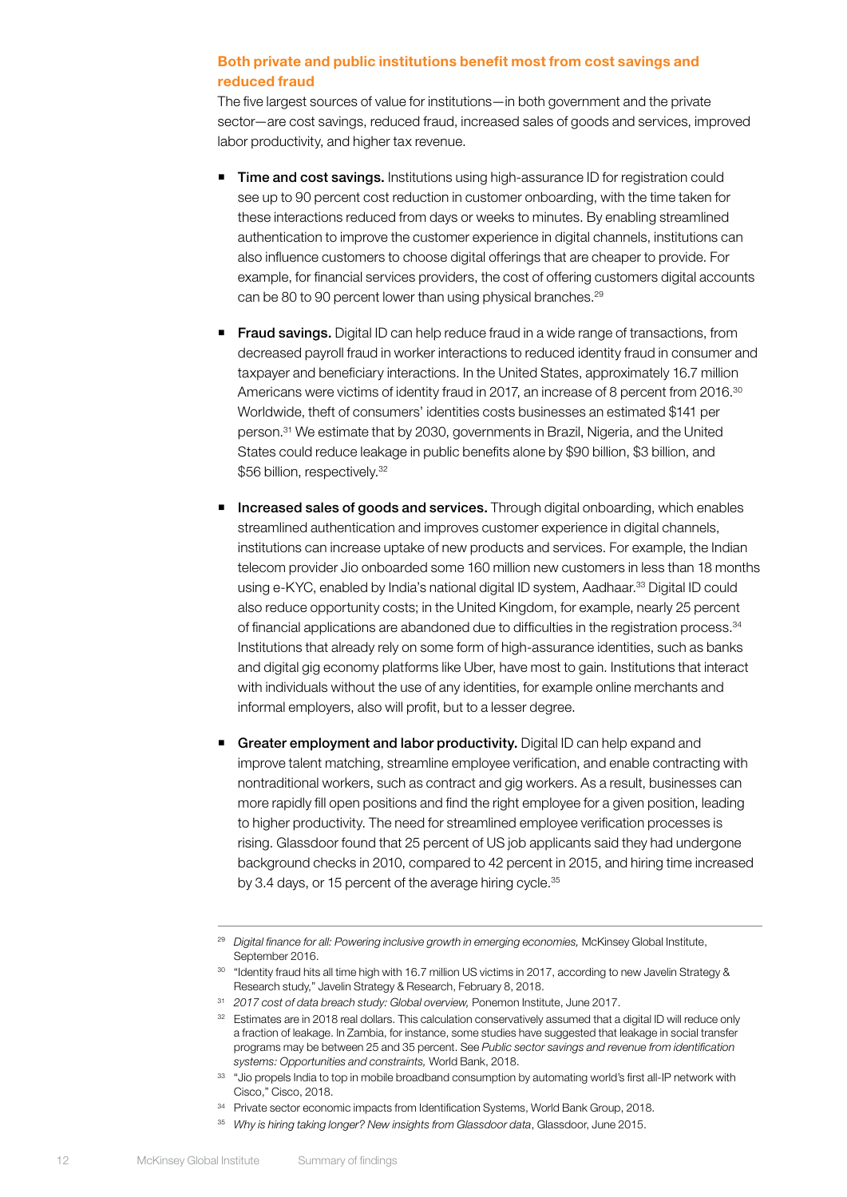## Both private and public institutions benefit most from cost savings and reduced fraud

The five largest sources of value for institutions—in both government and the private sector—are cost savings, reduced fraud, increased sales of goods and services, improved labor productivity, and higher tax revenue.

- **Time and cost savings.** Institutions using high-assurance ID for registration could see up to 90 percent cost reduction in customer onboarding, with the time taken for these interactions reduced from days or weeks to minutes. By enabling streamlined authentication to improve the customer experience in digital channels, institutions can also influence customers to choose digital offerings that are cheaper to provide. For example, for financial services providers, the cost of offering customers digital accounts can be 80 to 90 percent lower than using physical branches.[29]

- **Fraud savings.** Digital ID can help reduce fraud in a wide range of transactions, from decreased payroll fraud in worker interactions to reduced identity fraud in consumer and taxpayer and beneficiary interactions. In the United States, approximately 16.7 million Americans were victims of identity fraud in 2017, an increase of 8 percent from 2016.[30] Worldwide, theft of consumers' identities costs businesses an estimated $141 per person.[31] We estimate that by 2030, governments in Brazil, Nigeria, and the United States could reduce leakage in public benefits alone by $90 billion, $3 billion, and $56 billion, respectively.[32]

- **Increased sales of goods and services.** Through digital onboarding, which enables streamlined authentication and improves customer experience in digital channels, institutions can increase uptake of new products and services. For example, the Indian telecom provider Jio onboarded some 160 million new customers in less than 18 months using e-KYC, enabled by India's national digital ID system, Aadhaar.[33] Digital ID could also reduce opportunity costs; in the United Kingdom, for example, nearly 25 percent of financial applications are abandoned due to difficulties in the registration process.[34] Institutions that already rely on some form of high-assurance identities, such as banks and digital gig economy platforms like Uber, have most to gain. Institutions that interact with individuals without the use of any identities, for example online merchants and informal employers, also will profit, but to a lesser degree.

- **Greater employment and labor productivity.** Digital ID can help expand and improve talent matching, streamline employee verification, and enable contracting with nontraditional workers, such as contract and gig workers. As a result, businesses can more rapidly fill open positions and find the right employee for a given position, leading to higher productivity. The need for streamlined employee verification processes is rising. Glassdoor found that 25 percent of US job applicants said they had undergone background checks in 2010, compared to 42 percent in 2015, and hiring time increased by 3.4 days, or 15 percent of the average hiring cycle.[35]

---

[29] *Digital finance for all: Powering inclusive growth in emerging economies,* McKinsey Global Institute, September 2016.

[30] "Identity fraud hits all time high with 16.7 million US victims in 2017, according to new Javelin Strategy & Research study," Javelin Strategy & Research, February 8, 2018.

[31] *2017 cost of data breach study: Global overview,* Ponemon Institute, June 2017.

[32] Estimates are in 2018 real dollars. This calculation conservatively assumed that a digital ID will reduce only a fraction of leakage. In Zambia, for instance, some studies have suggested that leakage in social transfer programs may be between 25 and 35 percent. See *Public sector savings and revenue from identification systems: Opportunities and constraints,* World Bank, 2018.

[33] "Jio propels India to top in mobile broadband consumption by automating world's first all-IP network with Cisco," Cisco, 2018.

[34] Private sector economic impacts from Identification Systems, World Bank Group, 2018.

[35] *Why is hiring taking longer? New insights from Glassdoor data*, Glassdoor, June 2015.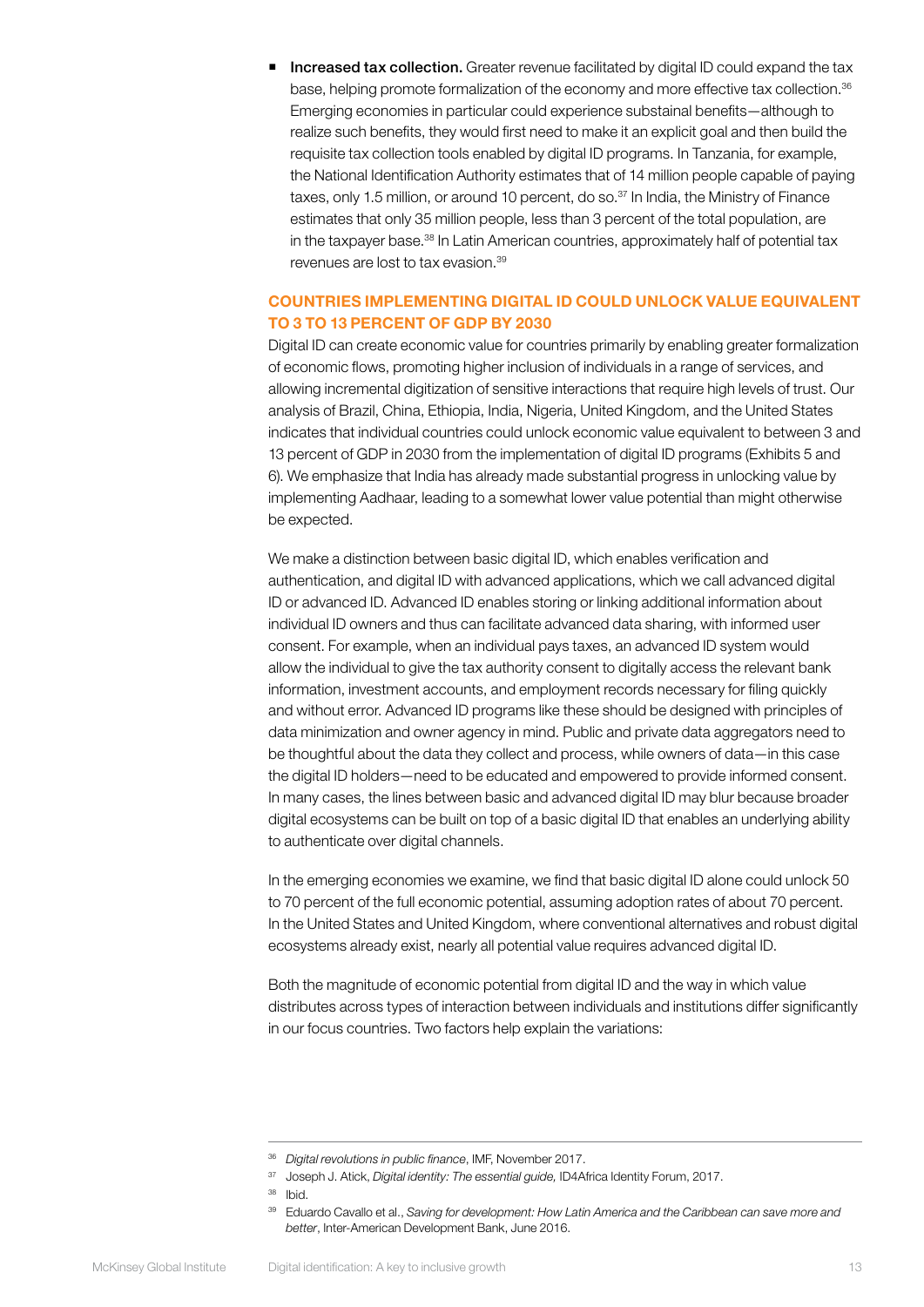- **Increased tax collection.** Greater revenue facilitated by digital ID could expand the tax base, helping promote formalization of the economy and more effective tax collection.[36] Emerging economies in particular could experience substainal benefits—although to realize such benefits, they would first need to make it an explicit goal and then build the requisite tax collection tools enabled by digital ID programs. In Tanzania, for example, the National Identification Authority estimates that of 14 million people capable of paying taxes, only 1.5 million, or around 10 percent, do so.[37] In India, the Ministry of Finance estimates that only 35 million people, less than 3 percent of the total population, are in the taxpayer base.[38] In Latin American countries, approximately half of potential tax revenues are lost to tax evasion.[39]

## COUNTRIES IMPLEMENTING DIGITAL ID COULD UNLOCK VALUE EQUIVALENT TO 3 TO 13 PERCENT OF GDP BY 2030

Digital ID can create economic value for countries primarily by enabling greater formalization of economic flows, promoting higher inclusion of individuals in a range of services, and allowing incremental digitization of sensitive interactions that require high levels of trust. Our analysis of Brazil, China, Ethiopia, India, Nigeria, United Kingdom, and the United States indicates that individual countries could unlock economic value equivalent to between 3 and 13 percent of GDP in 2030 from the implementation of digital ID programs (Exhibits 5 and 6). We emphasize that India has already made substantial progress in unlocking value by implementing Aadhaar, leading to a somewhat lower value potential than might otherwise be expected.

We make a distinction between basic digital ID, which enables verification and authentication, and digital ID with advanced applications, which we call advanced digital ID or advanced ID. Advanced ID enables storing or linking additional information about individual ID owners and thus can facilitate advanced data sharing, with informed user consent. For example, when an individual pays taxes, an advanced ID system would allow the individual to give the tax authority consent to digitally access the relevant bank information, investment accounts, and employment records necessary for filing quickly and without error. Advanced ID programs like these should be designed with principles of data minimization and owner agency in mind. Public and private data aggregators need to be thoughtful about the data they collect and process, while owners of data—in this case the digital ID holders—need to be educated and empowered to provide informed consent. In many cases, the lines between basic and advanced digital ID may blur because broader digital ecosystems can be built on top of a basic digital ID that enables an underlying ability to authenticate over digital channels.

In the emerging economies we examine, we find that basic digital ID alone could unlock 50 to 70 percent of the full economic potential, assuming adoption rates of about 70 percent. In the United States and United Kingdom, where conventional alternatives and robust digital ecosystems already exist, nearly all potential value requires advanced digital ID.

Both the magnitude of economic potential from digital ID and the way in which value distributes across types of interaction between individuals and institutions differ significantly in our focus countries. Two factors help explain the variations:

---

[36] *Digital revolutions in public finance*, IMF, November 2017.

[37] Joseph J. Atick, *Digital identity: The essential guide,* ID4Africa Identity Forum, 2017.

[38] Ibid.

[39] Eduardo Cavallo et al., *Saving for development: How Latin America and the Caribbean can save more and better*, Inter-American Development Bank, June 2016.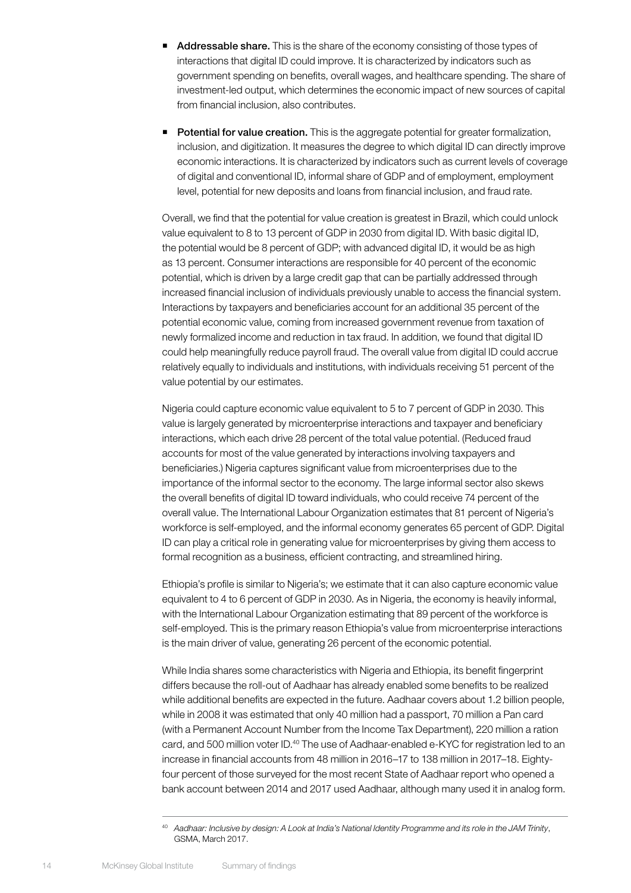- **Addressable share.** This is the share of the economy consisting of those types of interactions that digital ID could improve. It is characterized by indicators such as government spending on benefits, overall wages, and healthcare spending. The share of investment-led output, which determines the economic impact of new sources of capital from financial inclusion, also contributes.

- **Potential for value creation.** This is the aggregate potential for greater formalization, inclusion, and digitization. It measures the degree to which digital ID can directly improve economic interactions. It is characterized by indicators such as current levels of coverage of digital and conventional ID, informal share of GDP and of employment, employment level, potential for new deposits and loans from financial inclusion, and fraud rate.

Overall, we find that the potential for value creation is greatest in Brazil, which could unlock value equivalent to 8 to 13 percent of GDP in 2030 from digital ID. With basic digital ID, the potential would be 8 percent of GDP; with advanced digital ID, it would be as high as 13 percent. Consumer interactions are responsible for 40 percent of the economic potential, which is driven by a large credit gap that can be partially addressed through increased financial inclusion of individuals previously unable to access the financial system. Interactions by taxpayers and beneficiaries account for an additional 35 percent of the potential economic value, coming from increased government revenue from taxation of newly formalized income and reduction in tax fraud. In addition, we found that digital ID could help meaningfully reduce payroll fraud. The overall value from digital ID could accrue relatively equally to individuals and institutions, with individuals receiving 51 percent of the value potential by our estimates.

Nigeria could capture economic value equivalent to 5 to 7 percent of GDP in 2030. This value is largely generated by microenterprise interactions and taxpayer and beneficiary interactions, which each drive 28 percent of the total value potential. (Reduced fraud accounts for most of the value generated by interactions involving taxpayers and beneficiaries.) Nigeria captures significant value from microenterprises due to the importance of the informal sector to the economy. The large informal sector also skews the overall benefits of digital ID toward individuals, who could receive 74 percent of the overall value. The International Labour Organization estimates that 81 percent of Nigeria's workforce is self-employed, and the informal economy generates 65 percent of GDP. Digital ID can play a critical role in generating value for microenterprises by giving them access to formal recognition as a business, efficient contracting, and streamlined hiring.

Ethiopia's profile is similar to Nigeria's; we estimate that it can also capture economic value equivalent to 4 to 6 percent of GDP in 2030. As in Nigeria, the economy is heavily informal, with the International Labour Organization estimating that 89 percent of the workforce is self-employed. This is the primary reason Ethiopia's value from microenterprise interactions is the main driver of value, generating 26 percent of the economic potential.

While India shares some characteristics with Nigeria and Ethiopia, its benefit fingerprint differs because the roll-out of Aadhaar has already enabled some benefits to be realized while additional benefits are expected in the future. Aadhaar covers about 1.2 billion people, while in 2008 it was estimated that only 40 million had a passport, 70 million a Pan card (with a Permanent Account Number from the Income Tax Department), 220 million a ration card, and 500 million voter ID.[40] The use of Aadhaar-enabled e-KYC for registration led to an increase in financial accounts from 48 million in 2016–17 to 138 million in 2017–18. Eighty-four percent of those surveyed for the most recent State of Aadhaar report who opened a bank account between 2014 and 2017 used Aadhaar, although many used it in analog form.

---

[40] *Aadhaar: Inclusive by design: A Look at India's National Identity Programme and its role in the JAM Trinity*, GSMA, March 2017.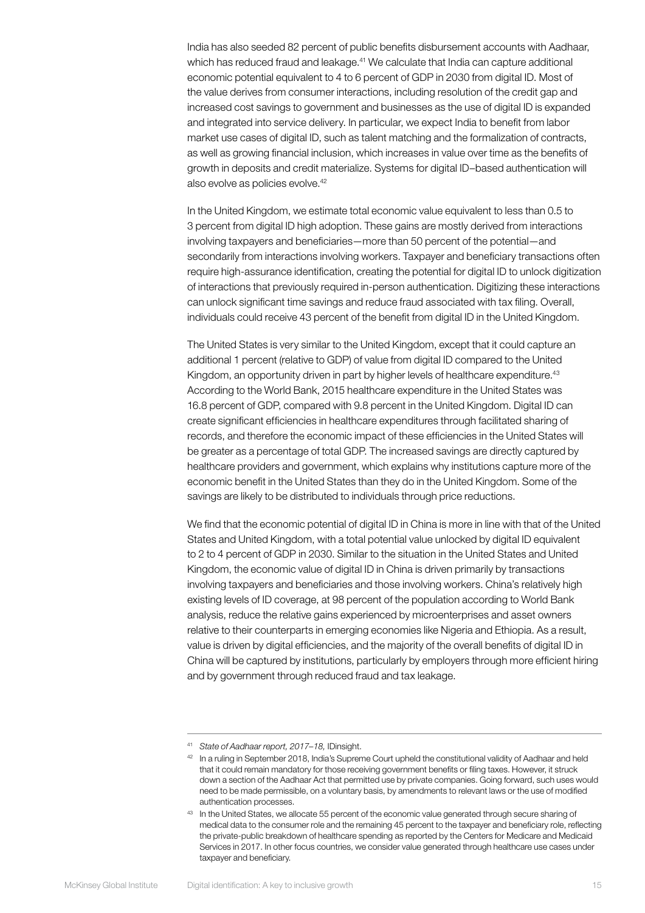India has also seeded 82 percent of public benefits disbursement accounts with Aadhaar, which has reduced fraud and leakage.[41] We calculate that India can capture additional economic potential equivalent to 4 to 6 percent of GDP in 2030 from digital ID. Most of the value derives from consumer interactions, including resolution of the credit gap and increased cost savings to government and businesses as the use of digital ID is expanded and integrated into service delivery. In particular, we expect India to benefit from labor market use cases of digital ID, such as talent matching and the formalization of contracts, as well as growing financial inclusion, which increases in value over time as the benefits of growth in deposits and credit materialize. Systems for digital ID–based authentication will also evolve as policies evolve.[42]

In the United Kingdom, we estimate total economic value equivalent to less than 0.5 to 3 percent from digital ID high adoption. These gains are mostly derived from interactions involving taxpayers and beneficiaries—more than 50 percent of the potential—and secondarily from interactions involving workers. Taxpayer and beneficiary transactions often require high-assurance identification, creating the potential for digital ID to unlock digitization of interactions that previously required in-person authentication. Digitizing these interactions can unlock significant time savings and reduce fraud associated with tax filing. Overall, individuals could receive 43 percent of the benefit from digital ID in the United Kingdom.

The United States is very similar to the United Kingdom, except that it could capture an additional 1 percent (relative to GDP) of value from digital ID compared to the United Kingdom, an opportunity driven in part by higher levels of healthcare expenditure.[43] According to the World Bank, 2015 healthcare expenditure in the United States was 16.8 percent of GDP, compared with 9.8 percent in the United Kingdom. Digital ID can create significant efficiencies in healthcare expenditures through facilitated sharing of records, and therefore the economic impact of these efficiencies in the United States will be greater as a percentage of total GDP. The increased savings are directly captured by healthcare providers and government, which explains why institutions capture more of the economic benefit in the United States than they do in the United Kingdom. Some of the savings are likely to be distributed to individuals through price reductions.

We find that the economic potential of digital ID in China is more in line with that of the United States and United Kingdom, with a total potential value unlocked by digital ID equivalent to 2 to 4 percent of GDP in 2030. Similar to the situation in the United States and United Kingdom, the economic value of digital ID in China is driven primarily by transactions involving taxpayers and beneficiaries and those involving workers. China's relatively high existing levels of ID coverage, at 98 percent of the population according to World Bank analysis, reduce the relative gains experienced by microenterprises and asset owners relative to their counterparts in emerging economies like Nigeria and Ethiopia. As a result, value is driven by digital efficiencies, and the majority of the overall benefits of digital ID in China will be captured by institutions, particularly by employers through more efficient hiring and by government through reduced fraud and tax leakage.

---

[41] *State of Aadhaar report, 2017–18,* IDinsight.

[42] In a ruling in September 2018, India's Supreme Court upheld the constitutional validity of Aadhaar and held that it could remain mandatory for those receiving government benefits or filing taxes. However, it struck down a section of the Aadhaar Act that permitted use by private companies. Going forward, such uses would need to be made permissible, on a voluntary basis, by amendments to relevant laws or the use of modified authentication processes.

[43] In the United States, we allocate 55 percent of the economic value generated through secure sharing of medical data to the consumer role and the remaining 45 percent to the taxpayer and beneficiary role, reflecting the private-public breakdown of healthcare spending as reported by the Centers for Medicare and Medicaid Services in 2017. In other focus countries, we consider value generated through healthcare use cases under taxpayer and beneficiary.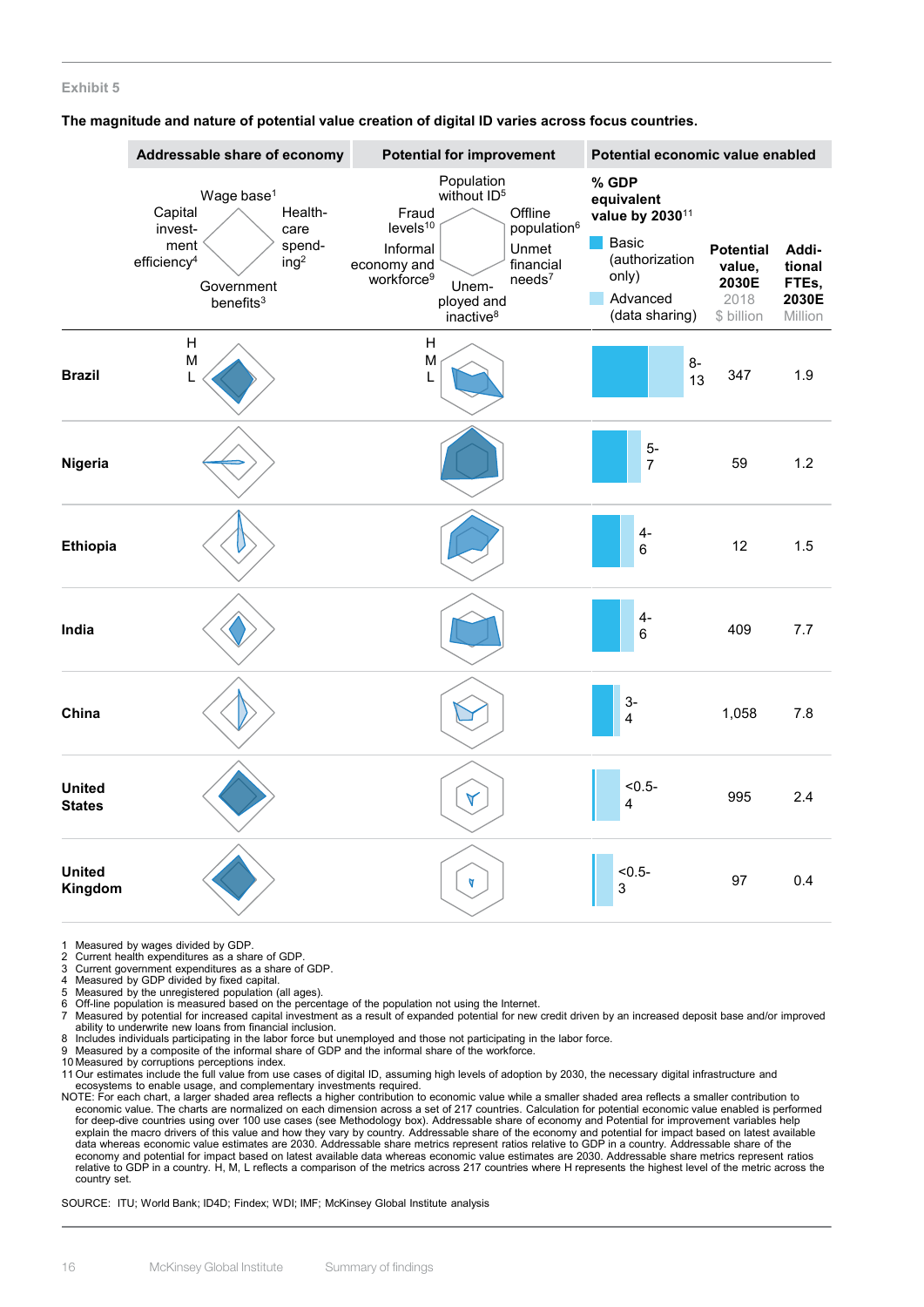Exhibit 5

**The magnitude and nature of potential value creation of digital ID varies across focus countries.**

| | Addressable share of economy | Potential for improvement | Potential economic value enabled: % GDP equivalent value by 2030[11] (Basic (authorization only) / Advanced (data sharing)) | Potential value, 2030E (2018 $ billion) | Additional FTEs, 2030E (Million) |
|---|---|---|---|---|---|
| Brazil | | | 8–13 | 347 | 1.9 |
| Nigeria | | | 5–7 | 59 | 1.2 |
| Ethiopia | | | 4–6 | 12 | 1.5 |
| India | | | 4–6 | 409 | 7.7 |
| China | | | 3–4 | 1,058 | 7.8 |
| United States | | | <0.5–4 | 995 | 2.4 |
| United Kingdom | | | <0.5–3 | 97 | 0.4 |

Addressable share of economy dimensions (radar charts, scale H/M/L): Wage base[1]; Health-care spending[2]; Government benefits[3]; Capital investment efficiency[4]

Potential for improvement dimensions (radar charts, scale H/M/L): Population without ID[5]; Offline population[6]; Unmet financial needs[7]; Unemployed and inactive[8]; Informal economy and workforce[9]; Fraud levels[10]

1 Measured by wages divided by GDP.
2 Current health expenditures as a share of GDP.
3 Current government expenditures as a share of GDP.
4 Measured by GDP divided by fixed capital.
5 Measured by the unregistered population (all ages).
6 Off-line population is measured based on the percentage of the population not using the Internet.
7 Measured by potential for increased capital investment as a result of expanded potential for new credit driven by an increased deposit base and/or improved ability to underwrite new loans from financial inclusion.
8 Includes individuals participating in the labor force but unemployed and those not participating in the labor force.
9 Measured by a composite of the informal share of GDP and the informal share of the workforce.
10 Measured by corruptions perceptions index.
11 Our estimates include the full value from use cases of digital ID, assuming high levels of adoption by 2030, the necessary digital infrastructure and ecosystems to enable usage, and complementary investments required.

NOTE: For each chart, a larger shaded area reflects a higher contribution to economic value while a smaller shaded area reflects a smaller contribution to economic value. The charts are normalized on each dimension across a set of 217 countries. Calculation for potential economic value enabled is performed for deep-dive countries using over 100 use cases (see Methodology box). Addressable share of economy and Potential for improvement variables help explain the macro drivers of this value and how they vary by country. Addressable share of the economy and potential for impact based on latest available data whereas economic value estimates are 2030. Addressable share metrics represent ratios relative to GDP in a country. Addressable share of the economy and potential for impact based on latest available data whereas economic value estimates are 2030. Addressable share metrics represent ratios relative to GDP in a country. H, M, L reflects a comparison of the metrics across 217 countries where H represents the highest level of the metric across the country set.

SOURCE: ITU; World Bank; ID4D; Findex; WDI; IMF; McKinsey Global Institute analysis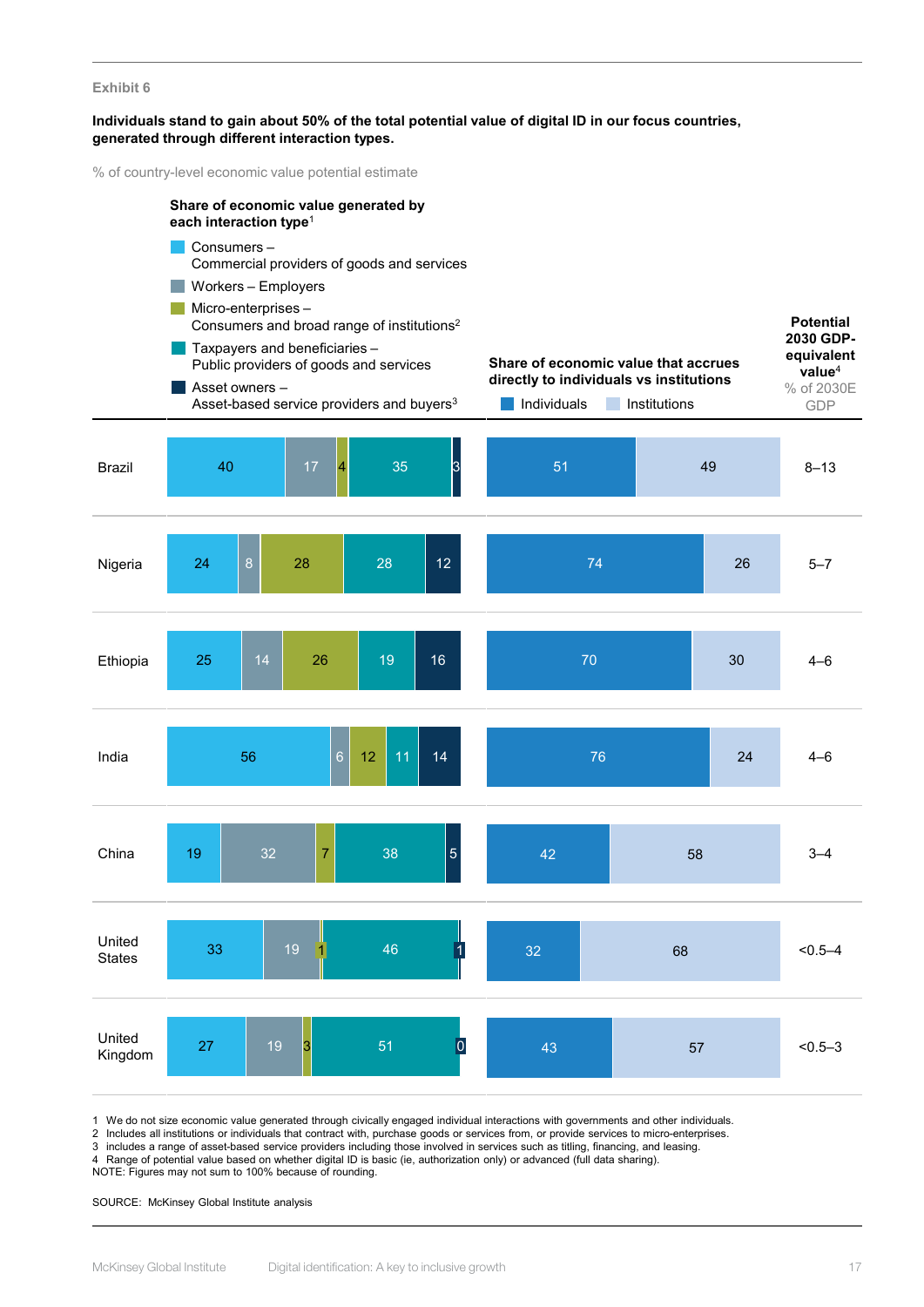Exhibit 6

**Individuals stand to gain about 50% of the total potential value of digital ID in our focus countries, generated through different interaction types.**

% of country-level economic value potential estimate

| | Share of economic value generated by each interaction type[1] | | | | | Share of economic value that accrues directly to individuals vs institutions | | Potential 2030 GDP-equivalent value[4] |
|---|---|---|---|---|---|---|---|---|
| | Consumers – Commercial providers of goods and services | Workers – Employers | Micro-enterprises – Consumers and broad range of institutions[2] | Taxpayers and beneficiaries – Public providers of goods and services | Asset owners – Asset-based service providers and buyers[3] | Individuals | Institutions | % of 2030E GDP |
| Brazil | 40 | 17 | 4 | 35 | 3 | 51 | 49 | 8–13 |
| Nigeria | 24 | 8 | 28 | 28 | 12 | 74 | 26 | 5–7 |
| Ethiopia | 25 | 14 | 26 | 19 | 16 | 70 | 30 | 4–6 |
| India | 56 | 6 | 12 | 11 | 14 | 76 | 24 | 4–6 |
| China | 19 | 32 | 7 | 38 | 5 | 42 | 58 | 3–4 |
| United States | 33 | 19 | 1 | 46 | 1 | 32 | 68 | <0.5–4 |
| United Kingdom | 27 | 19 | 3 | 51 | 0 | 43 | 57 | <0.5–3 |

1 We do not size economic value generated through civically engaged individual interactions with governments and other individuals.
2 Includes all institutions or individuals that contract with, purchase goods or services from, or provide services to micro-enterprises.
3 includes a range of asset-based service providers including those involved in services such as titling, financing, and leasing.
4 Range of potential value based on whether digital ID is basic (ie, authorization only) or advanced (full data sharing).
NOTE: Figures may not sum to 100% because of rounding.

SOURCE: McKinsey Global Institute analysis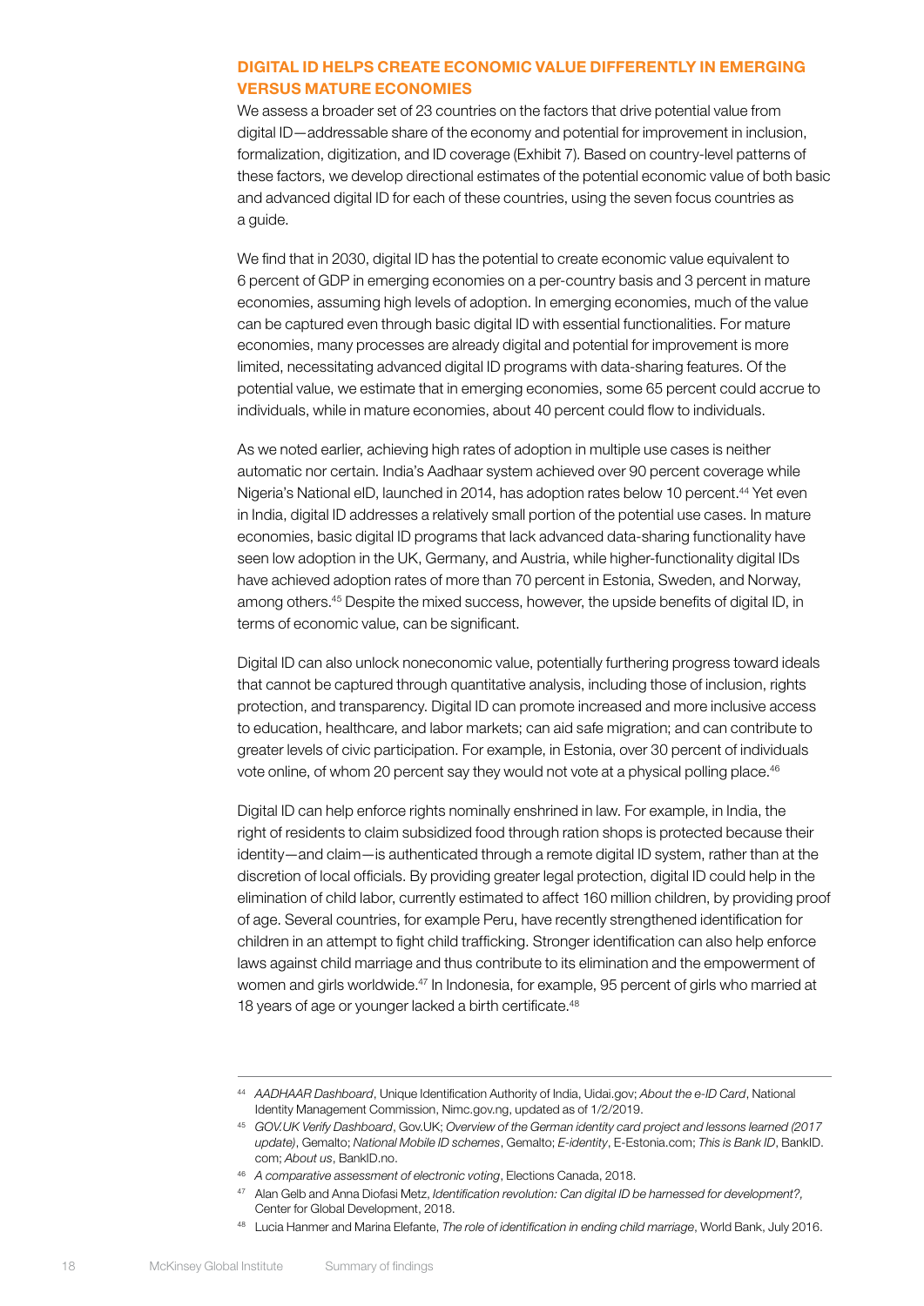## DIGITAL ID HELPS CREATE ECONOMIC VALUE DIFFERENTLY IN EMERGING VERSUS MATURE ECONOMIES

We assess a broader set of 23 countries on the factors that drive potential value from digital ID—addressable share of the economy and potential for improvement in inclusion, formalization, digitization, and ID coverage (Exhibit 7). Based on country-level patterns of these factors, we develop directional estimates of the potential economic value of both basic and advanced digital ID for each of these countries, using the seven focus countries as a guide.

We find that in 2030, digital ID has the potential to create economic value equivalent to 6 percent of GDP in emerging economies on a per-country basis and 3 percent in mature economies, assuming high levels of adoption. In emerging economies, much of the value can be captured even through basic digital ID with essential functionalities. For mature economies, many processes are already digital and potential for improvement is more limited, necessitating advanced digital ID programs with data-sharing features. Of the potential value, we estimate that in emerging economies, some 65 percent could accrue to individuals, while in mature economies, about 40 percent could flow to individuals.

As we noted earlier, achieving high rates of adoption in multiple use cases is neither automatic nor certain. India's Aadhaar system achieved over 90 percent coverage while Nigeria's National eID, launched in 2014, has adoption rates below 10 percent.[44] Yet even in India, digital ID addresses a relatively small portion of the potential use cases. In mature economies, basic digital ID programs that lack advanced data-sharing functionality have seen low adoption in the UK, Germany, and Austria, while higher-functionality digital IDs have achieved adoption rates of more than 70 percent in Estonia, Sweden, and Norway, among others.[45] Despite the mixed success, however, the upside benefits of digital ID, in terms of economic value, can be significant.

Digital ID can also unlock noneconomic value, potentially furthering progress toward ideals that cannot be captured through quantitative analysis, including those of inclusion, rights protection, and transparency. Digital ID can promote increased and more inclusive access to education, healthcare, and labor markets; can aid safe migration; and can contribute to greater levels of civic participation. For example, in Estonia, over 30 percent of individuals vote online, of whom 20 percent say they would not vote at a physical polling place.[46]

Digital ID can help enforce rights nominally enshrined in law. For example, in India, the right of residents to claim subsidized food through ration shops is protected because their identity—and claim—is authenticated through a remote digital ID system, rather than at the discretion of local officials. By providing greater legal protection, digital ID could help in the elimination of child labor, currently estimated to affect 160 million children, by providing proof of age. Several countries, for example Peru, have recently strengthened identification for children in an attempt to fight child trafficking. Stronger identification can also help enforce laws against child marriage and thus contribute to its elimination and the empowerment of women and girls worldwide.[47] In Indonesia, for example, 95 percent of girls who married at 18 years of age or younger lacked a birth certificate.[48]

---

[44] *AADHAAR Dashboard*, Unique Identification Authority of India, Uidai.gov; *About the e-ID Card*, National Identity Management Commission, Nimc.gov.ng, updated as of 1/2/2019.

[45] *GOV.UK Verify Dashboard*, Gov.UK; *Overview of the German identity card project and lessons learned (2017 update)*, Gemalto; *National Mobile ID schemes*, Gemalto; *E-identity*, E-Estonia.com; *This is Bank ID*, BankID.com; *About us*, BankID.no.

[46] *A comparative assessment of electronic voting*, Elections Canada, 2018.

[47] Alan Gelb and Anna Diofasi Metz, *Identification revolution: Can digital ID be harnessed for development?*, Center for Global Development, 2018.

[48] Lucia Hanmer and Marina Elefante, *The role of identification in ending child marriage*, World Bank, July 2016.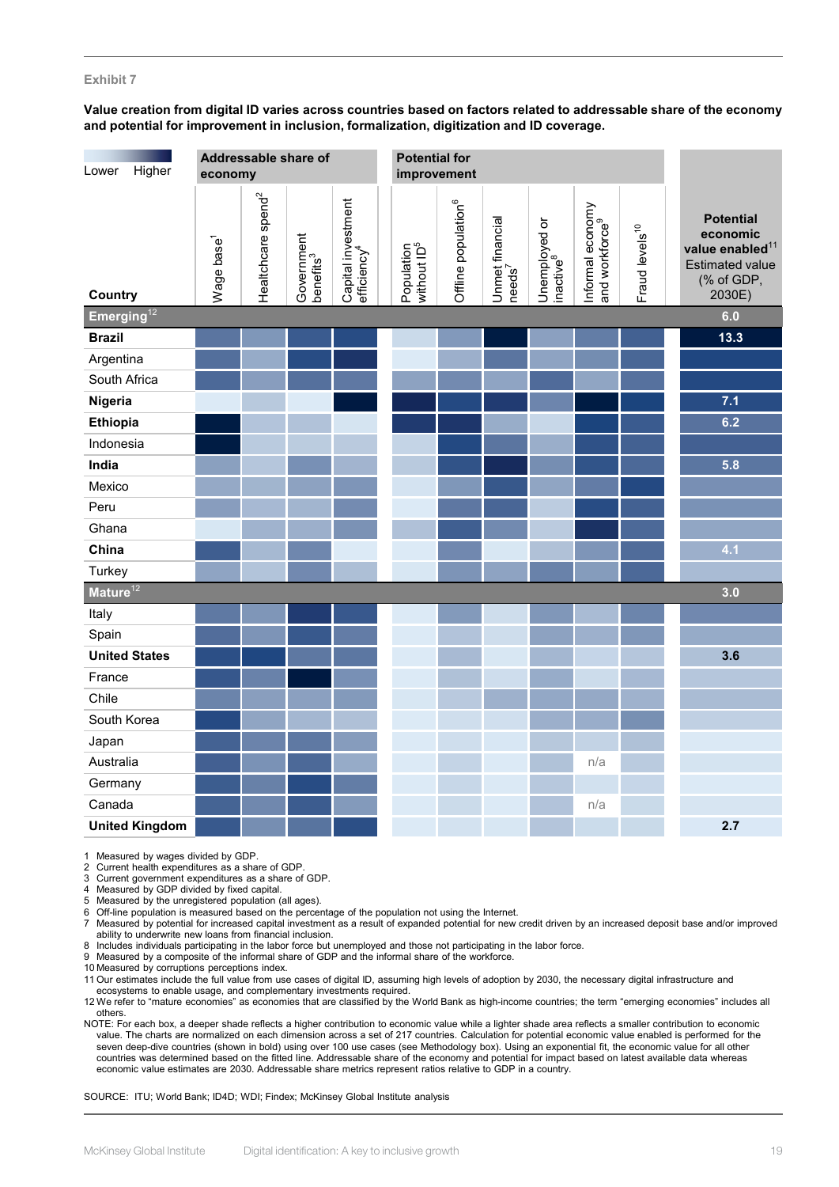Exhibit 7

**Value creation from digital ID varies across countries based on factors related to addressable share of the economy and potential for improvement in inclusion, formalization, digitization and ID coverage.**

Lower — Higher

| Country | Addressable share of economy | | | | Potential for improvement | | | | | | Potential economic value enabled[11] Estimated value (% of GDP, 2030E) |
|---|---|---|---|---|---|---|---|---|---|---|---|
| | Wage base[1] | Healthcare spend[2] | Government benefits[3] | Capital investment efficiency[4] | Population without ID[5] | Offline population[6] | Unmet financial needs[7] | Unemployed or inactive[8] | Informal economy and workforce[9] | Fraud levels[10] | |
| **Emerging[12]** | | | | | | | | | | | 6.0 |
| **Brazil** | | | | | | | | | | | 13.3 |
| Argentina | | | | | | | | | | | |
| South Africa | | | | | | | | | | | |
| **Nigeria** | | | | | | | | | | | 7.1 |
| **Ethiopia** | | | | | | | | | | | 6.2 |
| Indonesia | | | | | | | | | | | |
| **India** | | | | | | | | | | | 5.8 |
| Mexico | | | | | | | | | | | |
| Peru | | | | | | | | | | | |
| Ghana | | | | | | | | | | | |
| **China** | | | | | | | | | | | 4.1 |
| Turkey | | | | | | | | | | | |
| **Mature[12]** | | | | | | | | | | | 3.0 |
| Italy | | | | | | | | | | | |
| Spain | | | | | | | | | | | |
| **United States** | | | | | | | | | | | 3.6 |
| France | | | | | | | | | | | |
| Chile | | | | | | | | | | | |
| South Korea | | | | | | | | | | | |
| Japan | | | | | | | | | | | |
| Australia | | | | | | | | | n/a | | |
| Germany | | | | | | | | | | | |
| Canada | | | | | | | | | n/a | | |
| **United Kingdom** | | | | | | | | | | | 2.7 |

1 Measured by wages divided by GDP.
2 Current health expenditures as a share of GDP.
3 Current government expenditures as a share of GDP.
4 Measured by GDP divided by fixed capital.
5 Measured by the unregistered population (all ages).
6 Off-line population is measured based on the percentage of the population not using the Internet.
7 Measured by potential for increased capital investment as a result of expanded potential for new credit driven by an increased deposit base and/or improved ability to underwrite new loans from financial inclusion.
8 Includes individuals participating in the labor force but unemployed and those not participating in the labor force.
9 Measured by a composite of the informal share of GDP and the informal share of the workforce.
10 Measured by corruptions perceptions index.
11 Our estimates include the full value from use cases of digital ID, assuming high levels of adoption by 2030, the necessary digital infrastructure and ecosystems to enable usage, and complementary investments required.
12 We refer to "mature economies" as economies that are classified by the World Bank as high-income countries; the term "emerging economies" includes all others.

NOTE: For each box, a deeper shade reflects a higher contribution to economic value while a lighter shade area reflects a smaller contribution to economic value. The charts are normalized on each dimension across a set of 217 countries. Calculation for potential economic value enabled is performed for the seven deep-dive countries (shown in bold) using over 100 use cases (see Methodology box). Using an exponential fit, the economic value for all other countries was determined based on the fitted line. Addressable share of the economy and potential for impact based on latest available data whereas economic value estimates are 2030. Addressable share metrics represent ratios relative to GDP in a country.

SOURCE: ITU; World Bank; ID4D; WDI; Findex; McKinsey Global Institute analysis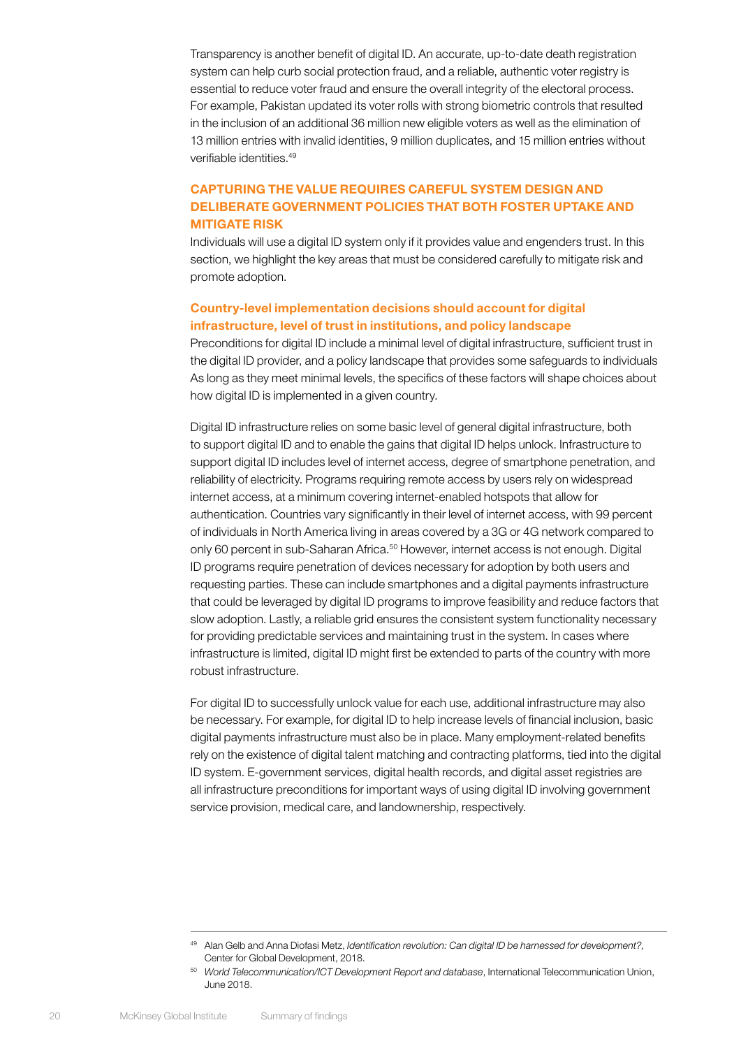Transparency is another benefit of digital ID. An accurate, up-to-date death registration system can help curb social protection fraud, and a reliable, authentic voter registry is essential to reduce voter fraud and ensure the overall integrity of the electoral process. For example, Pakistan updated its voter rolls with strong biometric controls that resulted in the inclusion of an additional 36 million new eligible voters as well as the elimination of 13 million entries with invalid identities, 9 million duplicates, and 15 million entries without verifiable identities.[49]

## CAPTURING THE VALUE REQUIRES CAREFUL SYSTEM DESIGN AND DELIBERATE GOVERNMENT POLICIES THAT BOTH FOSTER UPTAKE AND MITIGATE RISK

Individuals will use a digital ID system only if it provides value and engenders trust. In this section, we highlight the key areas that must be considered carefully to mitigate risk and promote adoption.

### Country-level implementation decisions should account for digital infrastructure, level of trust in institutions, and policy landscape

Preconditions for digital ID include a minimal level of digital infrastructure, sufficient trust in the digital ID provider, and a policy landscape that provides some safeguards to individuals As long as they meet minimal levels, the specifics of these factors will shape choices about how digital ID is implemented in a given country.

Digital ID infrastructure relies on some basic level of general digital infrastructure, both to support digital ID and to enable the gains that digital ID helps unlock. Infrastructure to support digital ID includes level of internet access, degree of smartphone penetration, and reliability of electricity. Programs requiring remote access by users rely on widespread internet access, at a minimum covering internet-enabled hotspots that allow for authentication. Countries vary significantly in their level of internet access, with 99 percent of individuals in North America living in areas covered by a 3G or 4G network compared to only 60 percent in sub-Saharan Africa.[50] However, internet access is not enough. Digital ID programs require penetration of devices necessary for adoption by both users and requesting parties. These can include smartphones and a digital payments infrastructure that could be leveraged by digital ID programs to improve feasibility and reduce factors that slow adoption. Lastly, a reliable grid ensures the consistent system functionality necessary for providing predictable services and maintaining trust in the system. In cases where infrastructure is limited, digital ID might first be extended to parts of the country with more robust infrastructure.

For digital ID to successfully unlock value for each use, additional infrastructure may also be necessary. For example, for digital ID to help increase levels of financial inclusion, basic digital payments infrastructure must also be in place. Many employment-related benefits rely on the existence of digital talent matching and contracting platforms, tied into the digital ID system. E-government services, digital health records, and digital asset registries are all infrastructure preconditions for important ways of using digital ID involving government service provision, medical care, and landownership, respectively.

---

[49] Alan Gelb and Anna Diofasi Metz, *Identification revolution: Can digital ID be harnessed for development?,* Center for Global Development, 2018.

[50] *World Telecommunication/ICT Development Report and database*, International Telecommunication Union, June 2018.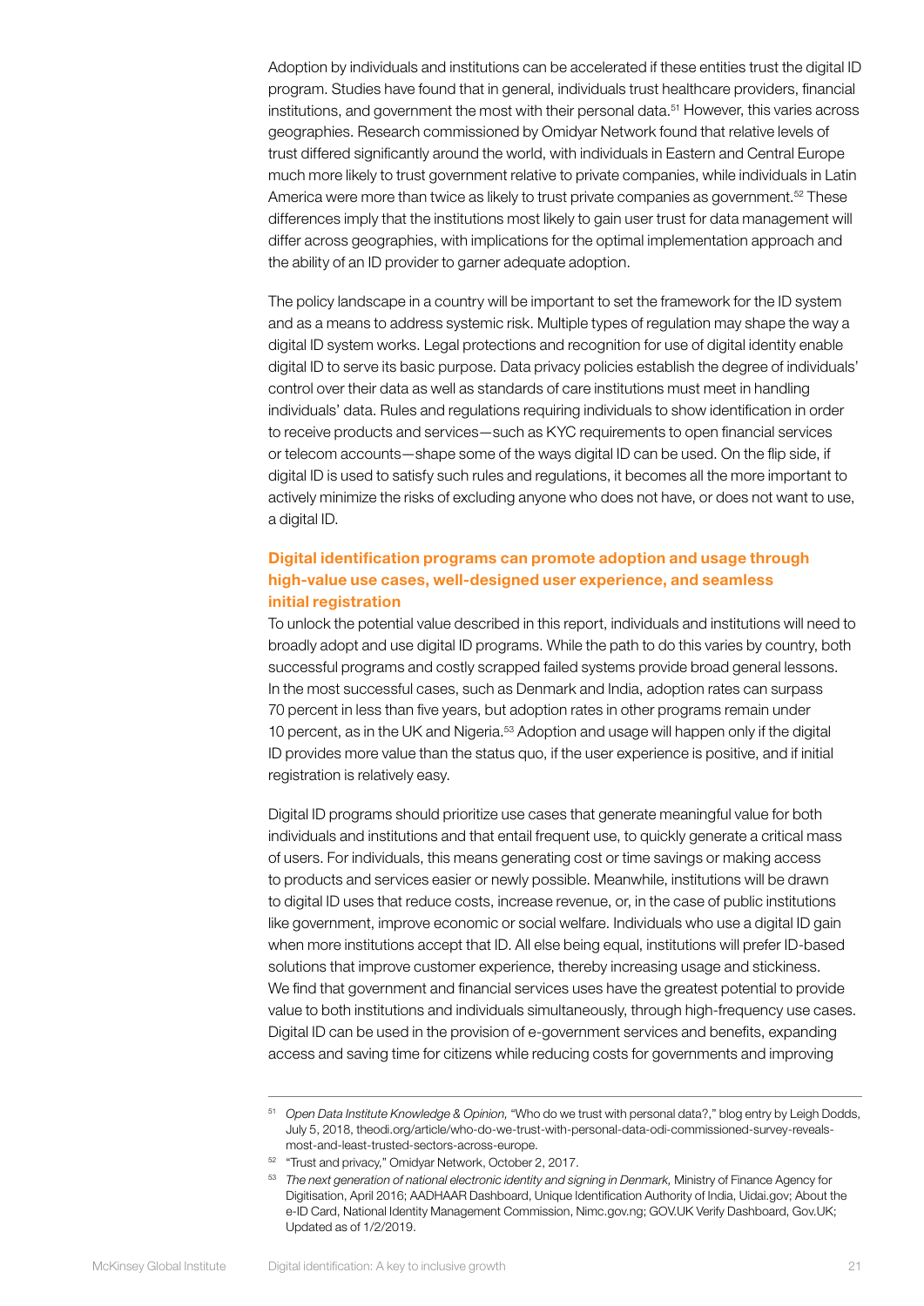Adoption by individuals and institutions can be accelerated if these entities trust the digital ID program. Studies have found that in general, individuals trust healthcare providers, financial institutions, and government the most with their personal data.[51] However, this varies across geographies. Research commissioned by Omidyar Network found that relative levels of trust differed significantly around the world, with individuals in Eastern and Central Europe much more likely to trust government relative to private companies, while individuals in Latin America were more than twice as likely to trust private companies as government.[52] These differences imply that the institutions most likely to gain user trust for data management will differ across geographies, with implications for the optimal implementation approach and the ability of an ID provider to garner adequate adoption.

The policy landscape in a country will be important to set the framework for the ID system and as a means to address systemic risk. Multiple types of regulation may shape the way a digital ID system works. Legal protections and recognition for use of digital identity enable digital ID to serve its basic purpose. Data privacy policies establish the degree of individuals' control over their data as well as standards of care institutions must meet in handling individuals' data. Rules and regulations requiring individuals to show identification in order to receive products and services—such as KYC requirements to open financial services or telecom accounts—shape some of the ways digital ID can be used. On the flip side, if digital ID is used to satisfy such rules and regulations, it becomes all the more important to actively minimize the risks of excluding anyone who does not have, or does not want to use, a digital ID.

### Digital identification programs can promote adoption and usage through high-value use cases, well-designed user experience, and seamless initial registration

To unlock the potential value described in this report, individuals and institutions will need to broadly adopt and use digital ID programs. While the path to do this varies by country, both successful programs and costly scrapped failed systems provide broad general lessons. In the most successful cases, such as Denmark and India, adoption rates can surpass 70 percent in less than five years, but adoption rates in other programs remain under 10 percent, as in the UK and Nigeria.[53] Adoption and usage will happen only if the digital ID provides more value than the status quo, if the user experience is positive, and if initial registration is relatively easy.

Digital ID programs should prioritize use cases that generate meaningful value for both individuals and institutions and that entail frequent use, to quickly generate a critical mass of users. For individuals, this means generating cost or time savings or making access to products and services easier or newly possible. Meanwhile, institutions will be drawn to digital ID uses that reduce costs, increase revenue, or, in the case of public institutions like government, improve economic or social welfare. Individuals who use a digital ID gain when more institutions accept that ID. All else being equal, institutions will prefer ID-based solutions that improve customer experience, thereby increasing usage and stickiness. We find that government and financial services uses have the greatest potential to provide value to both institutions and individuals simultaneously, through high-frequency use cases. Digital ID can be used in the provision of e-government services and benefits, expanding access and saving time for citizens while reducing costs for governments and improving

---

[51] *Open Data Institute Knowledge & Opinion,* "Who do we trust with personal data?," blog entry by Leigh Dodds, July 5, 2018, theodi.org/article/who-do-we-trust-with-personal-data-odi-commissioned-survey-reveals-most-and-least-trusted-sectors-across-europe.

[52] "Trust and privacy," Omidyar Network, October 2, 2017.

[53] *The next generation of national electronic identity and signing in Denmark,* Ministry of Finance Agency for Digitisation, April 2016; AADHAAR Dashboard, Unique Identification Authority of India, Uidai.gov; About the e-ID Card, National Identity Management Commission, Nimc.gov.ng; GOV.UK Verify Dashboard, Gov.UK; Updated as of 1/2/2019.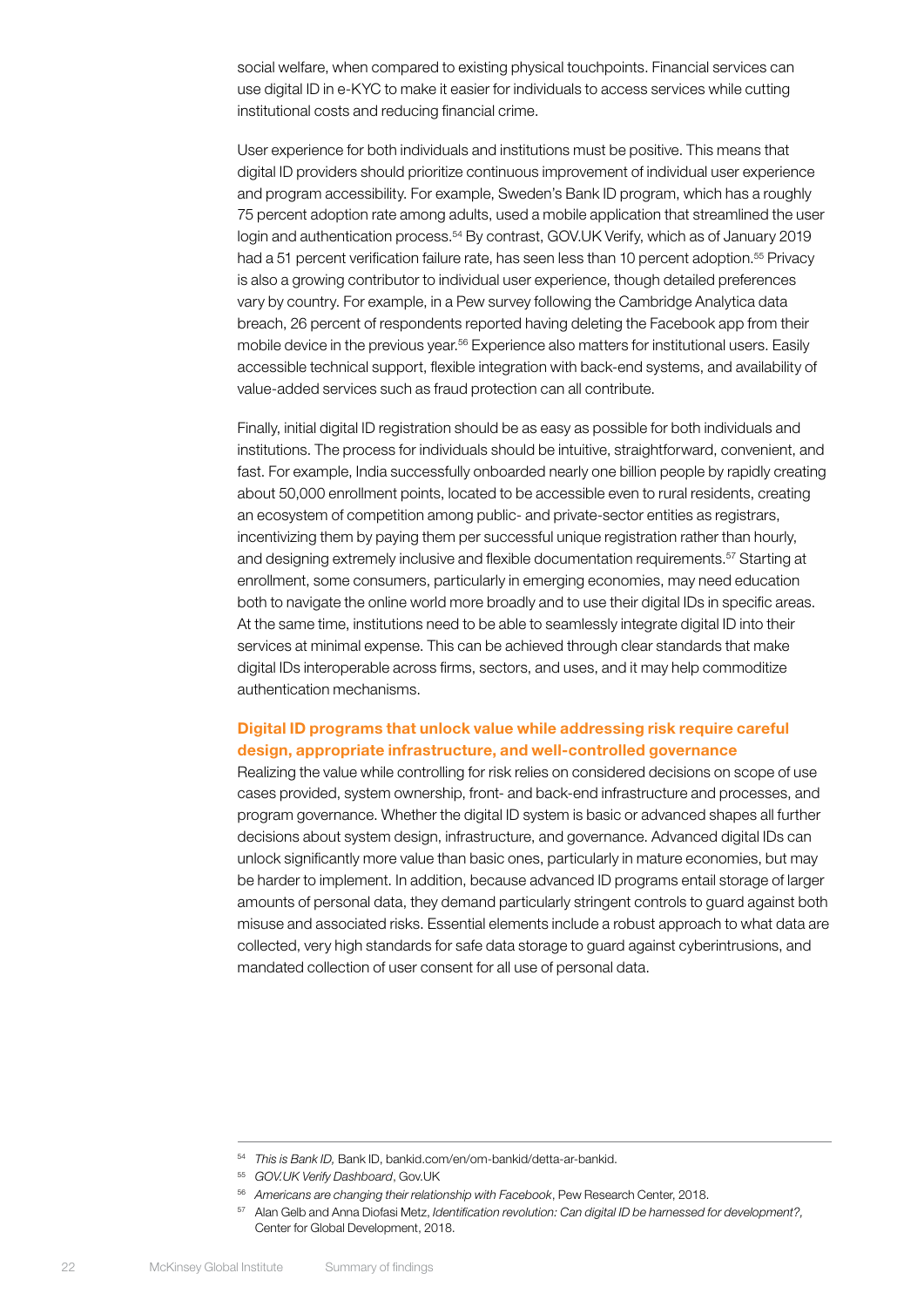social welfare, when compared to existing physical touchpoints. Financial services can use digital ID in e-KYC to make it easier for individuals to access services while cutting institutional costs and reducing financial crime.

User experience for both individuals and institutions must be positive. This means that digital ID providers should prioritize continuous improvement of individual user experience and program accessibility. For example, Sweden's Bank ID program, which has a roughly 75 percent adoption rate among adults, used a mobile application that streamlined the user login and authentication process.[54] By contrast, GOV.UK Verify, which as of January 2019 had a 51 percent verification failure rate, has seen less than 10 percent adoption.[55] Privacy is also a growing contributor to individual user experience, though detailed preferences vary by country. For example, in a Pew survey following the Cambridge Analytica data breach, 26 percent of respondents reported having deleting the Facebook app from their mobile device in the previous year.[56] Experience also matters for institutional users. Easily accessible technical support, flexible integration with back-end systems, and availability of value-added services such as fraud protection can all contribute.

Finally, initial digital ID registration should be as easy as possible for both individuals and institutions. The process for individuals should be intuitive, straightforward, convenient, and fast. For example, India successfully onboarded nearly one billion people by rapidly creating about 50,000 enrollment points, located to be accessible even to rural residents, creating an ecosystem of competition among public- and private-sector entities as registrars, incentivizing them by paying them per successful unique registration rather than hourly, and designing extremely inclusive and flexible documentation requirements.[57] Starting at enrollment, some consumers, particularly in emerging economies, may need education both to navigate the online world more broadly and to use their digital IDs in specific areas. At the same time, institutions need to be able to seamlessly integrate digital ID into their services at minimal expense. This can be achieved through clear standards that make digital IDs interoperable across firms, sectors, and uses, and it may help commoditize authentication mechanisms.

### Digital ID programs that unlock value while addressing risk require careful design, appropriate infrastructure, and well-controlled governance

Realizing the value while controlling for risk relies on considered decisions on scope of use cases provided, system ownership, front- and back-end infrastructure and processes, and program governance. Whether the digital ID system is basic or advanced shapes all further decisions about system design, infrastructure, and governance. Advanced digital IDs can unlock significantly more value than basic ones, particularly in mature economies, but may be harder to implement. In addition, because advanced ID programs entail storage of larger amounts of personal data, they demand particularly stringent controls to guard against both misuse and associated risks. Essential elements include a robust approach to what data are collected, very high standards for safe data storage to guard against cyberintrusions, and mandated collection of user consent for all use of personal data.

---

[54] *This is Bank ID,* Bank ID, bankid.com/en/om-bankid/detta-ar-bankid.

[55] *GOV.UK Verify Dashboard*, Gov.UK

[56] *Americans are changing their relationship with Facebook*, Pew Research Center, 2018.

[57] Alan Gelb and Anna Diofasi Metz, *Identification revolution: Can digital ID be harnessed for development?,* Center for Global Development, 2018.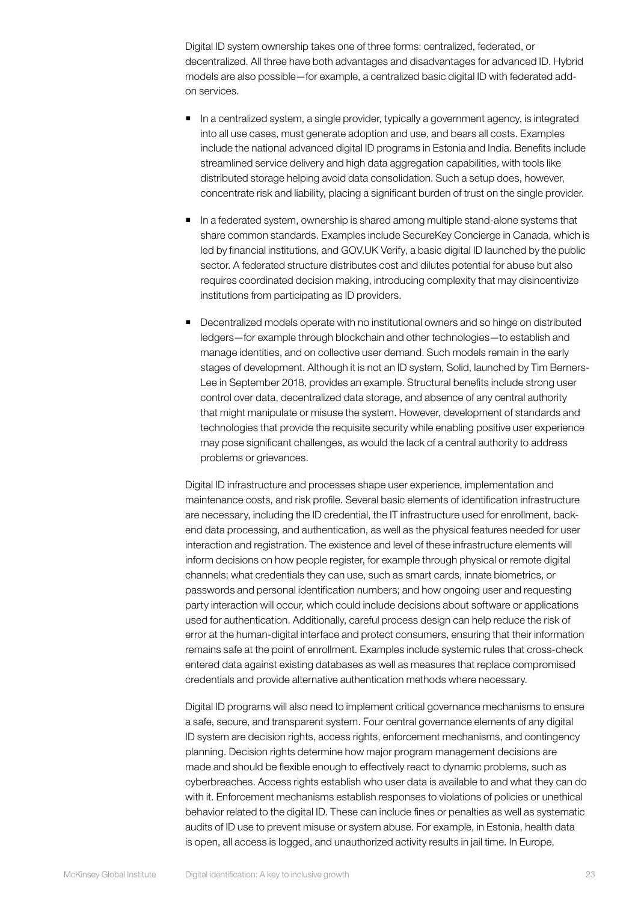Digital ID system ownership takes one of three forms: centralized, federated, or decentralized. All three have both advantages and disadvantages for advanced ID. Hybrid models are also possible—for example, a centralized basic digital ID with federated add-on services.

- In a centralized system, a single provider, typically a government agency, is integrated into all use cases, must generate adoption and use, and bears all costs. Examples include the national advanced digital ID programs in Estonia and India. Benefits include streamlined service delivery and high data aggregation capabilities, with tools like distributed storage helping avoid data consolidation. Such a setup does, however, concentrate risk and liability, placing a significant burden of trust on the single provider.

- In a federated system, ownership is shared among multiple stand-alone systems that share common standards. Examples include SecureKey Concierge in Canada, which is led by financial institutions, and GOV.UK Verify, a basic digital ID launched by the public sector. A federated structure distributes cost and dilutes potential for abuse but also requires coordinated decision making, introducing complexity that may disincentivize institutions from participating as ID providers.

- Decentralized models operate with no institutional owners and so hinge on distributed ledgers—for example through blockchain and other technologies—to establish and manage identities, and on collective user demand. Such models remain in the early stages of development. Although it is not an ID system, Solid, launched by Tim Berners-Lee in September 2018, provides an example. Structural benefits include strong user control over data, decentralized data storage, and absence of any central authority that might manipulate or misuse the system. However, development of standards and technologies that provide the requisite security while enabling positive user experience may pose significant challenges, as would the lack of a central authority to address problems or grievances.

Digital ID infrastructure and processes shape user experience, implementation and maintenance costs, and risk profile. Several basic elements of identification infrastructure are necessary, including the ID credential, the IT infrastructure used for enrollment, back-end data processing, and authentication, as well as the physical features needed for user interaction and registration. The existence and level of these infrastructure elements will inform decisions on how people register, for example through physical or remote digital channels; what credentials they can use, such as smart cards, innate biometrics, or passwords and personal identification numbers; and how ongoing user and requesting party interaction will occur, which could include decisions about software or applications used for authentication. Additionally, careful process design can help reduce the risk of error at the human-digital interface and protect consumers, ensuring that their information remains safe at the point of enrollment. Examples include systemic rules that cross-check entered data against existing databases as well as measures that replace compromised credentials and provide alternative authentication methods where necessary.

Digital ID programs will also need to implement critical governance mechanisms to ensure a safe, secure, and transparent system. Four central governance elements of any digital ID system are decision rights, access rights, enforcement mechanisms, and contingency planning. Decision rights determine how major program management decisions are made and should be flexible enough to effectively react to dynamic problems, such as cyberbreaches. Access rights establish who user data is available to and what they can do with it. Enforcement mechanisms establish responses to violations of policies or unethical behavior related to the digital ID. These can include fines or penalties as well as systematic audits of ID use to prevent misuse or system abuse. For example, in Estonia, health data is open, all access is logged, and unauthorized activity results in jail time. In Europe,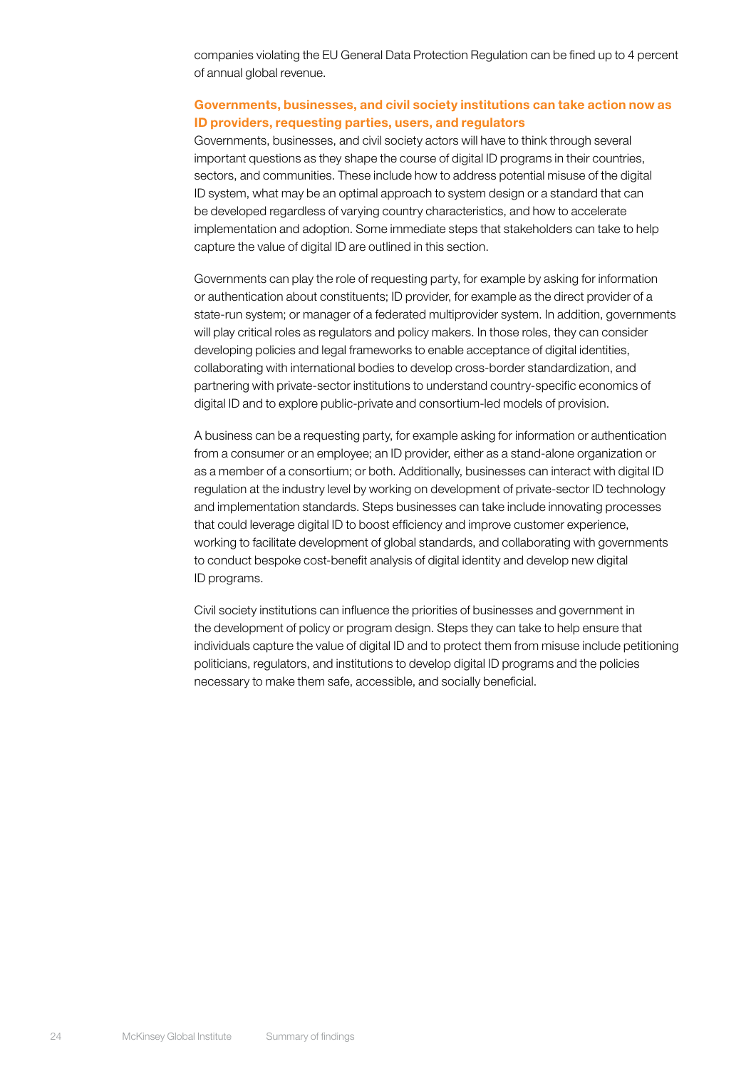companies violating the EU General Data Protection Regulation can be fined up to 4 percent of annual global revenue.

### Governments, businesses, and civil society institutions can take action now as ID providers, requesting parties, users, and regulators

Governments, businesses, and civil society actors will have to think through several important questions as they shape the course of digital ID programs in their countries, sectors, and communities. These include how to address potential misuse of the digital ID system, what may be an optimal approach to system design or a standard that can be developed regardless of varying country characteristics, and how to accelerate implementation and adoption. Some immediate steps that stakeholders can take to help capture the value of digital ID are outlined in this section.

Governments can play the role of requesting party, for example by asking for information or authentication about constituents; ID provider, for example as the direct provider of a state-run system; or manager of a federated multiprovider system. In addition, governments will play critical roles as regulators and policy makers. In those roles, they can consider developing policies and legal frameworks to enable acceptance of digital identities, collaborating with international bodies to develop cross-border standardization, and partnering with private-sector institutions to understand country-specific economics of digital ID and to explore public-private and consortium-led models of provision.

A business can be a requesting party, for example asking for information or authentication from a consumer or an employee; an ID provider, either as a stand-alone organization or as a member of a consortium; or both. Additionally, businesses can interact with digital ID regulation at the industry level by working on development of private-sector ID technology and implementation standards. Steps businesses can take include innovating processes that could leverage digital ID to boost efficiency and improve customer experience, working to facilitate development of global standards, and collaborating with governments to conduct bespoke cost-benefit analysis of digital identity and develop new digital ID programs.

Civil society institutions can influence the priorities of businesses and government in the development of policy or program design. Steps they can take to help ensure that individuals capture the value of digital ID and to protect them from misuse include petitioning politicians, regulators, and institutions to develop digital ID programs and the policies necessary to make them safe, accessible, and socially beneficial.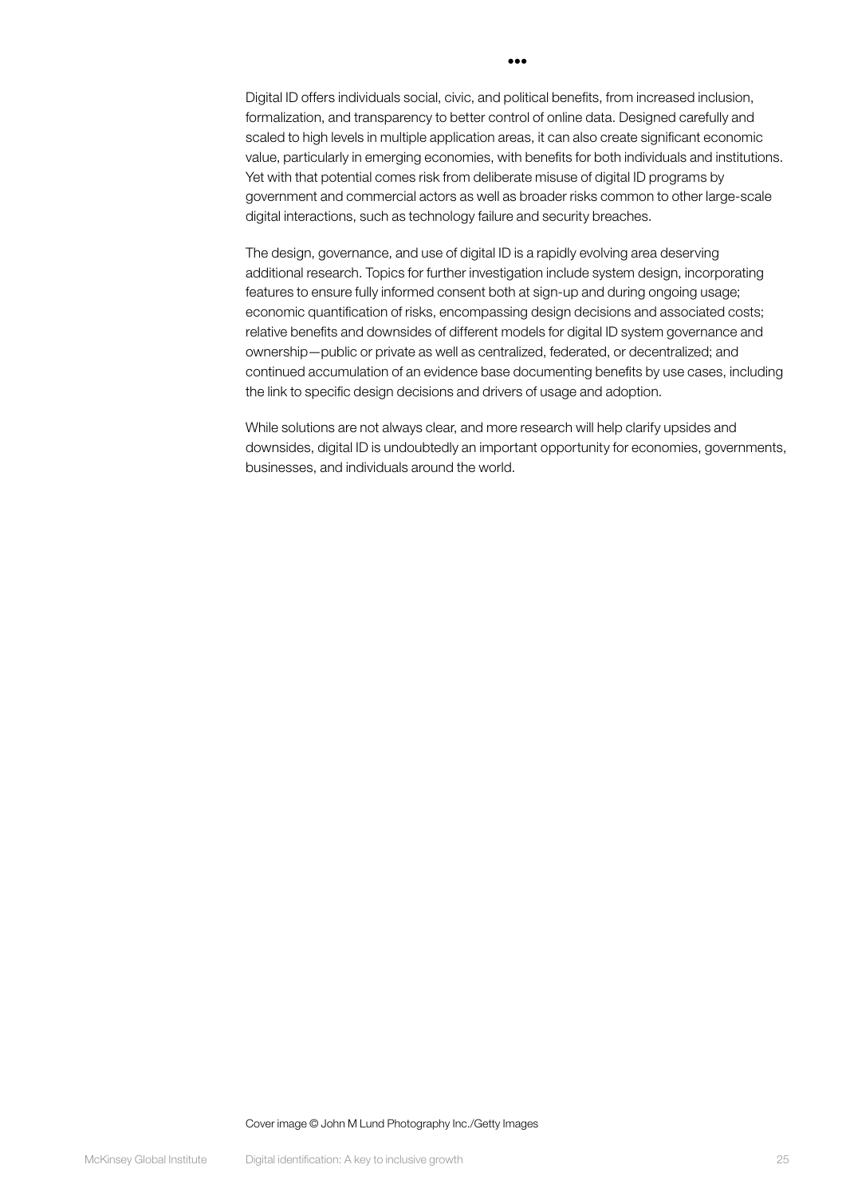•••

Digital ID offers individuals social, civic, and political benefits, from increased inclusion, formalization, and transparency to better control of online data. Designed carefully and scaled to high levels in multiple application areas, it can also create significant economic value, particularly in emerging economies, with benefits for both individuals and institutions. Yet with that potential comes risk from deliberate misuse of digital ID programs by government and commercial actors as well as broader risks common to other large-scale digital interactions, such as technology failure and security breaches.

The design, governance, and use of digital ID is a rapidly evolving area deserving additional research. Topics for further investigation include system design, incorporating features to ensure fully informed consent both at sign-up and during ongoing usage; economic quantification of risks, encompassing design decisions and associated costs; relative benefits and downsides of different models for digital ID system governance and ownership—public or private as well as centralized, federated, or decentralized; and continued accumulation of an evidence base documenting benefits by use cases, including the link to specific design decisions and drivers of usage and adoption.

While solutions are not always clear, and more research will help clarify upsides and downsides, digital ID is undoubtedly an important opportunity for economies, governments, businesses, and individuals around the world.

Cover image © John M Lund Photography Inc./Getty Images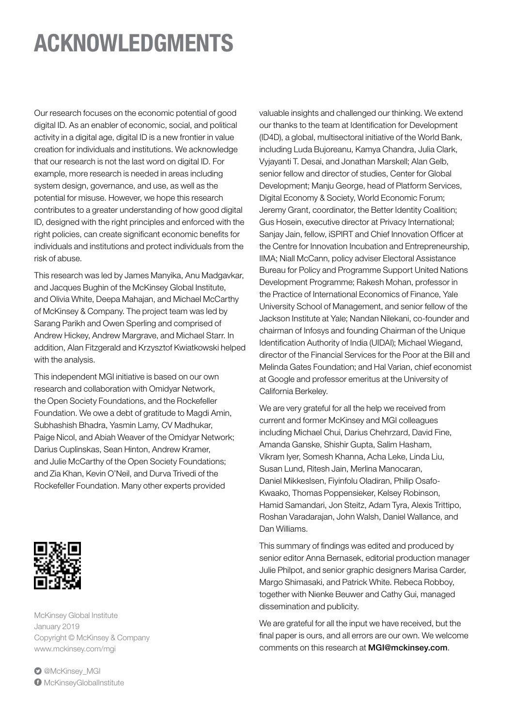# ACKNOWLEDGMENTS

Our research focuses on the economic potential of good digital ID. As an enabler of economic, social, and political activity in a digital age, digital ID is a new frontier in value creation for individuals and institutions. We acknowledge that our research is not the last word on digital ID. For example, more research is needed in areas including system design, governance, and use, as well as the potential for misuse. However, we hope this research contributes to a greater understanding of how good digital ID, designed with the right principles and enforced with the right policies, can create significant economic benefits for individuals and institutions and protect individuals from the risk of abuse.

This research was led by James Manyika, Anu Madgavkar, and Jacques Bughin of the McKinsey Global Institute, and Olivia White, Deepa Mahajan, and Michael McCarthy of McKinsey & Company. The project team was led by Sarang Parikh and Owen Sperling and comprised of Andrew Hickey, Andrew Margrave, and Michael Starr. In addition, Alan Fitzgerald and Krzysztof Kwiatkowski helped with the analysis.

This independent MGI initiative is based on our own research and collaboration with Omidyar Network, the Open Society Foundations, and the Rockefeller Foundation. We owe a debt of gratitude to Magdi Amin, Subhashish Bhadra, Yasmin Lamy, CV Madhukar, Paige Nicol, and Abiah Weaver of the Omidyar Network; Darius Cuplinskas, Sean Hinton, Andrew Kramer, and Julie McCarthy of the Open Society Foundations; and Zia Khan, Kevin O'Neil, and Durva Trivedi of the Rockefeller Foundation. Many other experts provided valuable insights and challenged our thinking. We extend our thanks to the team at Identification for Development (ID4D), a global, multisectoral initiative of the World Bank, including Luda Bujoreanu, Kamya Chandra, Julia Clark, Vyjayanti T. Desai, and Jonathan Marskell; Alan Gelb, senior fellow and director of studies, Center for Global Development; Manju George, head of Platform Services, Digital Economy & Society, World Economic Forum; Jeremy Grant, coordinator, the Better Identity Coalition; Gus Hosein, executive director at Privacy International; Sanjay Jain, fellow, iSPIRT and Chief Innovation Officer at the Centre for Innovation Incubation and Entrepreneurship, IIMA; Niall McCann, policy adviser Electoral Assistance Bureau for Policy and Programme Support United Nations Development Programme; Rakesh Mohan, professor in the Practice of International Economics of Finance, Yale University School of Management, and senior fellow of the Jackson Institute at Yale; Nandan Nilekani, co-founder and chairman of Infosys and founding Chairman of the Unique Identification Authority of India (UIDAI); Michael Wiegand, director of the Financial Services for the Poor at the Bill and Melinda Gates Foundation; and Hal Varian, chief economist at Google and professor emeritus at the University of California Berkeley.

We are very grateful for all the help we received from current and former McKinsey and MGI colleagues including Michael Chui, Darius Chehrzard, David Fine, Amanda Ganske, Shishir Gupta, Salim Hasham, Vikram Iyer, Somesh Khanna, Acha Leke, Linda Liu, Susan Lund, Ritesh Jain, Merlina Manocaran, Daniel Mikkeslsen, Fiyinfolu Oladiran, Philip Osafo-Kwaako, Thomas Poppensieker, Kelsey Robinson, Hamid Samandari, Jon Steitz, Adam Tyra, Alexis Trittipo, Roshan Varadarajan, John Walsh, Daniel Wallance, and Dan Williams.

This summary of findings was edited and produced by senior editor Anna Bernasek, editorial production manager Julie Philpot, and senior graphic designers Marisa Carder, Margo Shimasaki, and Patrick White. Rebeca Robboy, together with Nienke Beuwer and Cathy Gui, managed dissemination and publicity.

We are grateful for all the input we have received, but the final paper is ours, and all errors are our own. We welcome comments on this research at **MGI@mckinsey.com**.

McKinsey Global Institute
January 2019
Copyright © McKinsey & Company
www.mckinsey.com/mgi

@McKinsey_MGI
McKinseyGlobalInstitute